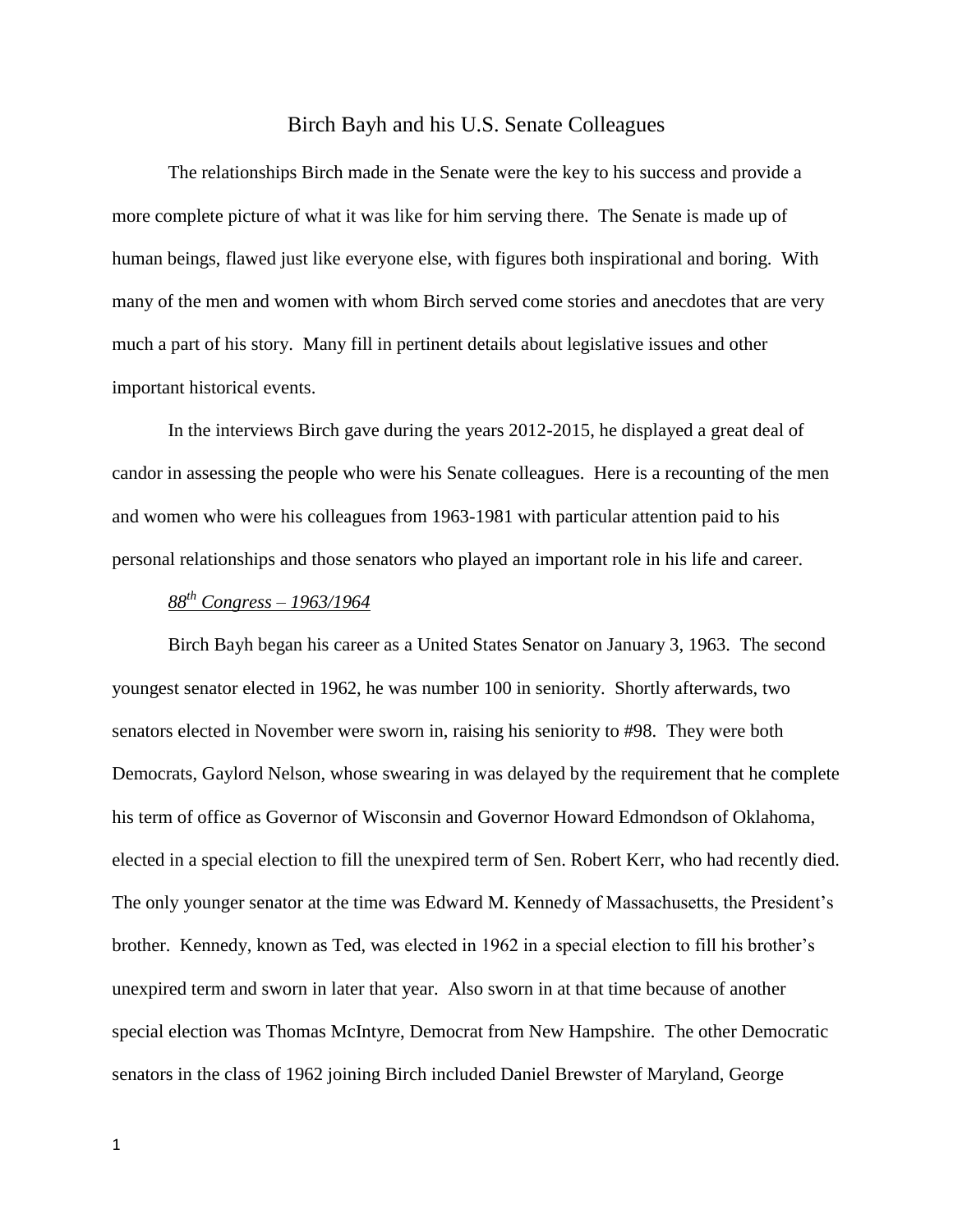# Birch Bayh and his U.S. Senate Colleagues

The relationships Birch made in the Senate were the key to his success and provide a more complete picture of what it was like for him serving there. The Senate is made up of human beings, flawed just like everyone else, with figures both inspirational and boring. With many of the men and women with whom Birch served come stories and anecdotes that are very much a part of his story. Many fill in pertinent details about legislative issues and other important historical events.

In the interviews Birch gave during the years 2012-2015, he displayed a great deal of candor in assessing the people who were his Senate colleagues. Here is a recounting of the men and women who were his colleagues from 1963-1981 with particular attention paid to his personal relationships and those senators who played an important role in his life and career.

*88th Congress – 1963/1964*

Birch Bayh began his career as a United States Senator on January 3, 1963. The second youngest senator elected in 1962, he was number 100 in seniority. Shortly afterwards, two senators elected in November were sworn in, raising his seniority to #98. They were both Democrats, Gaylord Nelson, whose swearing in was delayed by the requirement that he complete his term of office as Governor of Wisconsin and Governor Howard Edmondson of Oklahoma, elected in a special election to fill the unexpired term of Sen. Robert Kerr, who had recently died. The only younger senator at the time was Edward M. Kennedy of Massachusetts, the President's brother. Kennedy, known as Ted, was elected in 1962 in a special election to fill his brother's unexpired term and sworn in later that year. Also sworn in at that time because of another special election was Thomas McIntyre, Democrat from New Hampshire. The other Democratic senators in the class of 1962 joining Birch included Daniel Brewster of Maryland, George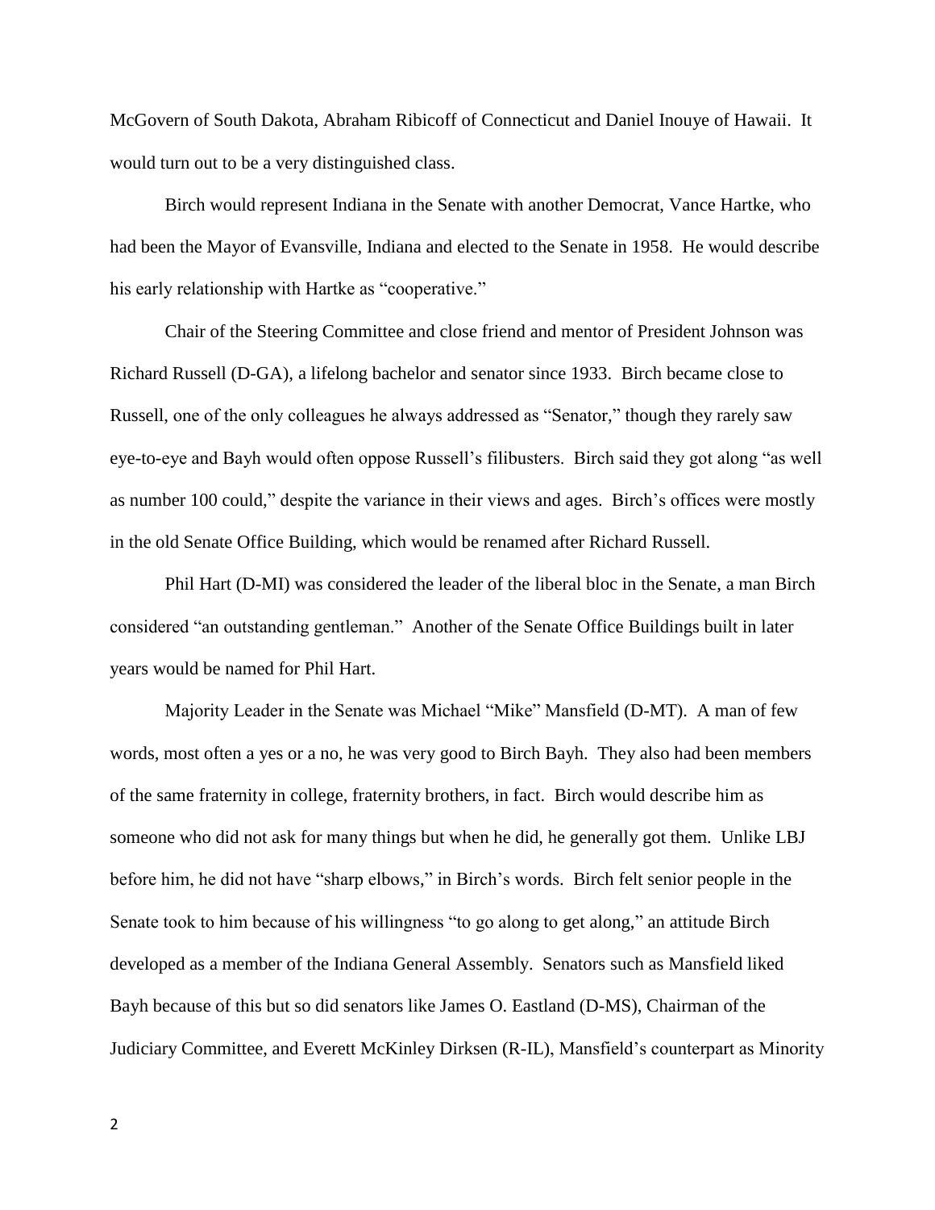McGovern of South Dakota, Abraham Ribicoff of Connecticut and Daniel Inouye of Hawaii. It would turn out to be a very distinguished class.

Birch would represent Indiana in the Senate with another Democrat, Vance Hartke, who had been the Mayor of Evansville, Indiana and elected to the Senate in 1958. He would describe his early relationship with Hartke as "cooperative."

Chair of the Steering Committee and close friend and mentor of President Johnson was Richard Russell (D-GA), a lifelong bachelor and senator since 1933. Birch became close to Russell, one of the only colleagues he always addressed as "Senator," though they rarely saw eye-to-eye and Bayh would often oppose Russell's filibusters. Birch said they got along "as well as number 100 could," despite the variance in their views and ages. Birch's offices were mostly in the old Senate Office Building, which would be renamed after Richard Russell.

Phil Hart (D-MI) was considered the leader of the liberal bloc in the Senate, a man Birch considered "an outstanding gentleman." Another of the Senate Office Buildings built in later years would be named for Phil Hart.

Majority Leader in the Senate was Michael "Mike" Mansfield (D-MT). A man of few words, most often a yes or a no, he was very good to Birch Bayh. They also had been members of the same fraternity in college, fraternity brothers, in fact. Birch would describe him as someone who did not ask for many things but when he did, he generally got them. Unlike LBJ before him, he did not have "sharp elbows," in Birch's words. Birch felt senior people in the Senate took to him because of his willingness "to go along to get along," an attitude Birch developed as a member of the Indiana General Assembly. Senators such as Mansfield liked Bayh because of this but so did senators like James O. Eastland (D-MS), Chairman of the Judiciary Committee, and Everett McKinley Dirksen (R-IL), Mansfield's counterpart as Minority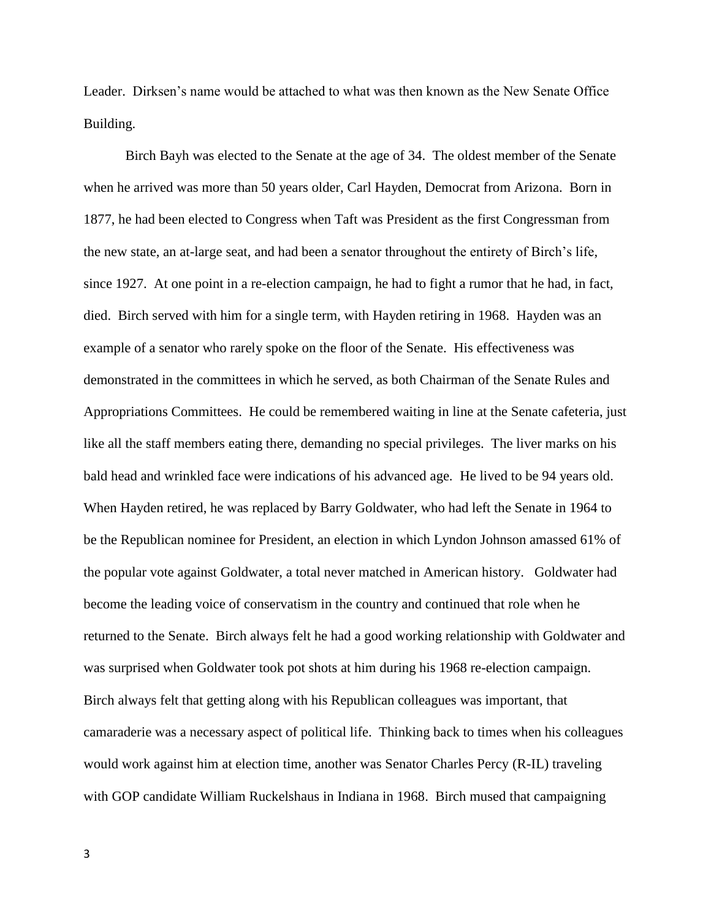Leader. Dirksen's name would be attached to what was then known as the New Senate Office Building.

Birch Bayh was elected to the Senate at the age of 34. The oldest member of the Senate when he arrived was more than 50 years older, Carl Hayden, Democrat from Arizona. Born in 1877, he had been elected to Congress when Taft was President as the first Congressman from the new state, an at-large seat, and had been a senator throughout the entirety of Birch's life, since 1927. At one point in a re-election campaign, he had to fight a rumor that he had, in fact, died. Birch served with him for a single term, with Hayden retiring in 1968. Hayden was an example of a senator who rarely spoke on the floor of the Senate. His effectiveness was demonstrated in the committees in which he served, as both Chairman of the Senate Rules and Appropriations Committees. He could be remembered waiting in line at the Senate cafeteria, just like all the staff members eating there, demanding no special privileges. The liver marks on his bald head and wrinkled face were indications of his advanced age. He lived to be 94 years old. When Hayden retired, he was replaced by Barry Goldwater, who had left the Senate in 1964 to be the Republican nominee for President, an election in which Lyndon Johnson amassed 61% of the popular vote against Goldwater, a total never matched in American history. Goldwater had become the leading voice of conservatism in the country and continued that role when he returned to the Senate. Birch always felt he had a good working relationship with Goldwater and was surprised when Goldwater took pot shots at him during his 1968 re-election campaign. Birch always felt that getting along with his Republican colleagues was important, that camaraderie was a necessary aspect of political life. Thinking back to times when his colleagues would work against him at election time, another was Senator Charles Percy (R-IL) traveling with GOP candidate William Ruckelshaus in Indiana in 1968. Birch mused that campaigning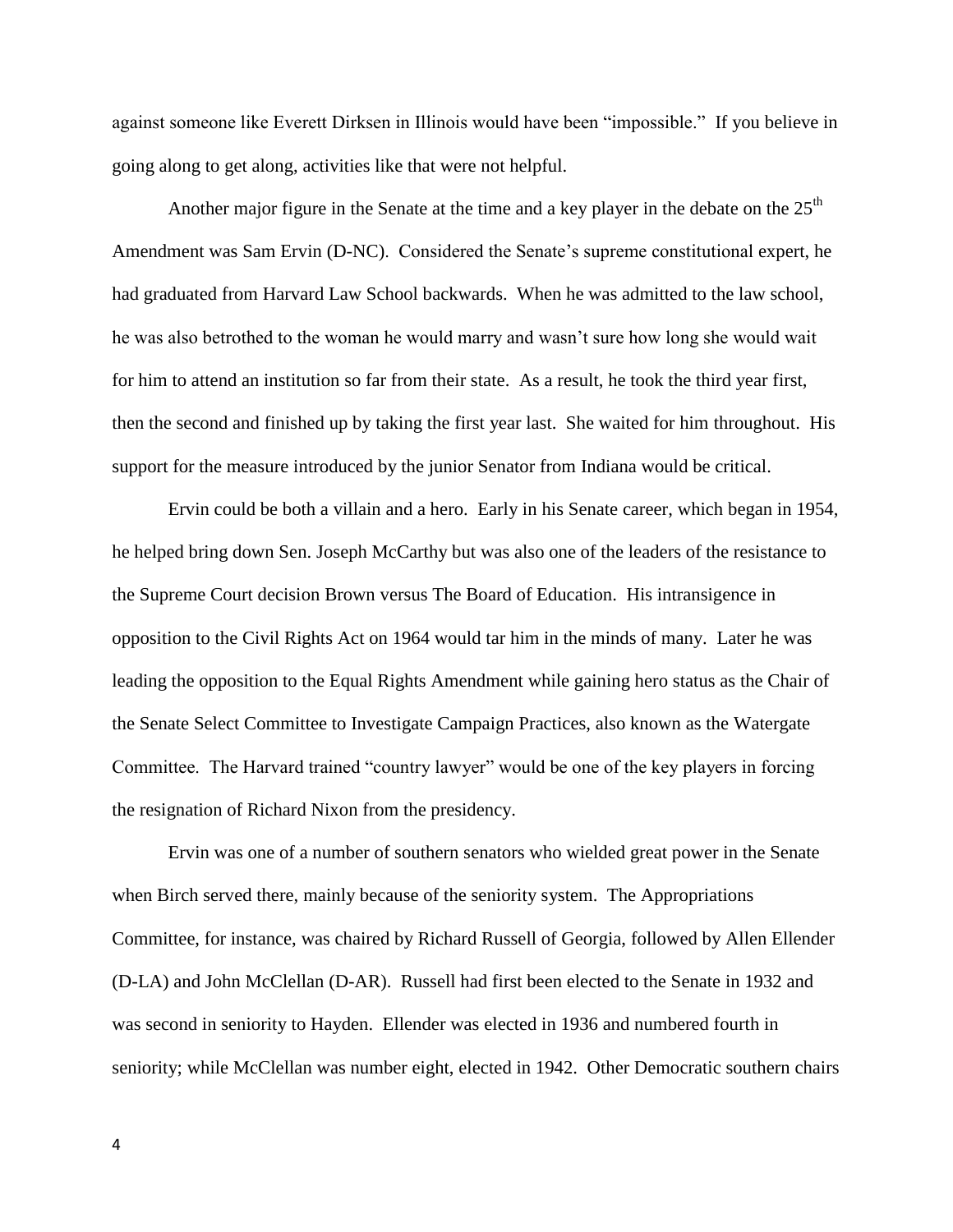against someone like Everett Dirksen in Illinois would have been "impossible." If you believe in going along to get along, activities like that were not helpful.

Another major figure in the Senate at the time and a key player in the debate on the 25th Amendment was Sam Ervin (D-NC). Considered the Senate's supreme constitutional expert, he had graduated from Harvard Law School backwards. When he was admitted to the law school, he was also betrothed to the woman he would marry and wasn't sure how long she would wait for him to attend an institution so far from their state. As a result, he took the third year first, then the second and finished up by taking the first year last. She waited for him throughout. His support for the measure introduced by the junior Senator from Indiana would be critical.

Ervin could be both a villain and a hero. Early in his Senate career, which began in 1954, he helped bring down Sen. Joseph McCarthy but was also one of the leaders of the resistance to the Supreme Court decision Brown versus The Board of Education. His intransigence in opposition to the Civil Rights Act on 1964 would tar him in the minds of many. Later he was leading the opposition to the Equal Rights Amendment while gaining hero status as the Chair of the Senate Select Committee to Investigate Campaign Practices, also known as the Watergate Committee. The Harvard trained "country lawyer" would be one of the key players in forcing the resignation of Richard Nixon from the presidency.

Ervin was one of a number of southern senators who wielded great power in the Senate when Birch served there, mainly because of the seniority system. The Appropriations Committee, for instance, was chaired by Richard Russell of Georgia, followed by Allen Ellender (D-LA) and John McClellan (D-AR). Russell had first been elected to the Senate in 1932 and was second in seniority to Hayden. Ellender was elected in 1936 and numbered fourth in seniority; while McClellan was number eight, elected in 1942. Other Democratic southern chairs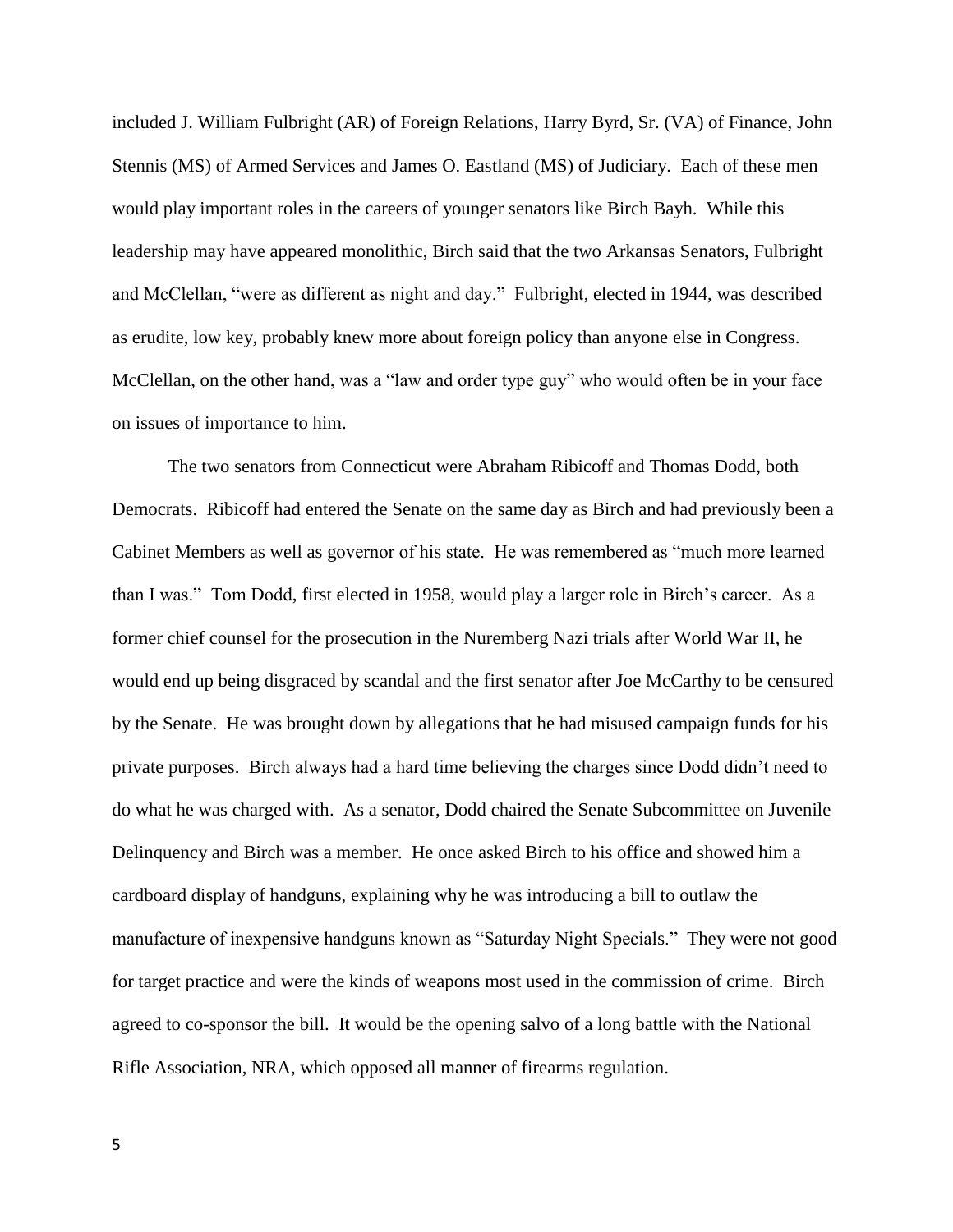included J. William Fulbright (AR) of Foreign Relations, Harry Byrd, Sr. (VA) of Finance, John Stennis (MS) of Armed Services and James O. Eastland (MS) of Judiciary. Each of these men would play important roles in the careers of younger senators like Birch Bayh. While this leadership may have appeared monolithic, Birch said that the two Arkansas Senators, Fulbright and McClellan, "were as different as night and day." Fulbright, elected in 1944, was described as erudite, low key, probably knew more about foreign policy than anyone else in Congress. McClellan, on the other hand, was a "law and order type guy" who would often be in your face on issues of importance to him.

The two senators from Connecticut were Abraham Ribicoff and Thomas Dodd, both Democrats. Ribicoff had entered the Senate on the same day as Birch and had previously been a Cabinet Members as well as governor of his state. He was remembered as "much more learned than I was." Tom Dodd, first elected in 1958, would play a larger role in Birch's career. As a former chief counsel for the prosecution in the Nuremberg Nazi trials after World War II, he would end up being disgraced by scandal and the first senator after Joe McCarthy to be censured by the Senate. He was brought down by allegations that he had misused campaign funds for his private purposes. Birch always had a hard time believing the charges since Dodd didn't need to do what he was charged with. As a senator, Dodd chaired the Senate Subcommittee on Juvenile Delinquency and Birch was a member. He once asked Birch to his office and showed him a cardboard display of handguns, explaining why he was introducing a bill to outlaw the manufacture of inexpensive handguns known as "Saturday Night Specials." They were not good for target practice and were the kinds of weapons most used in the commission of crime. Birch agreed to co-sponsor the bill. It would be the opening salvo of a long battle with the National Rifle Association, NRA, which opposed all manner of firearms regulation.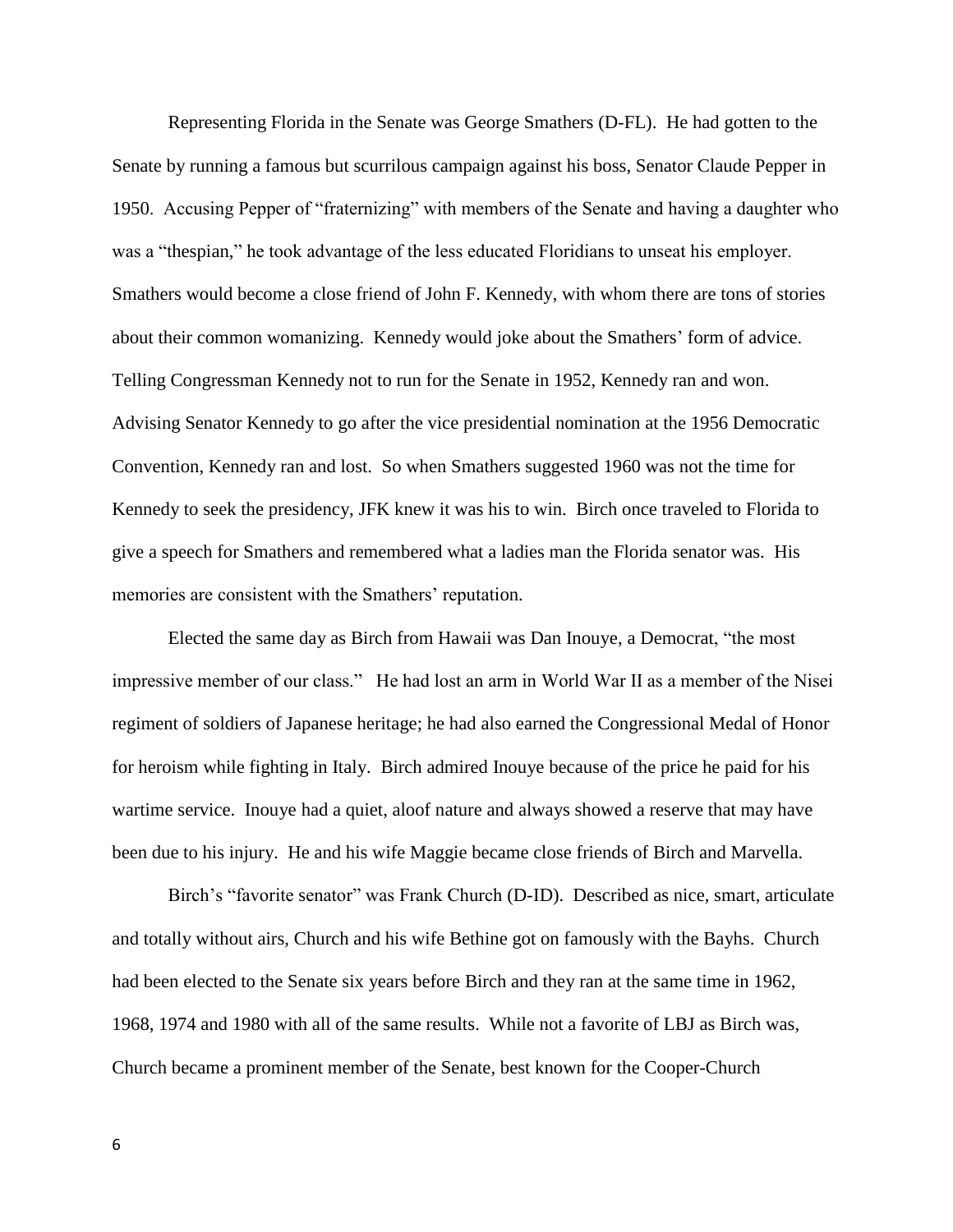Representing Florida in the Senate was George Smathers (D-FL). He had gotten to the Senate by running a famous but scurrilous campaign against his boss, Senator Claude Pepper in 1950. Accusing Pepper of "fraternizing" with members of the Senate and having a daughter who was a "thespian," he took advantage of the less educated Floridians to unseat his employer. Smathers would become a close friend of John F. Kennedy, with whom there are tons of stories about their common womanizing. Kennedy would joke about the Smathers' form of advice. Telling Congressman Kennedy not to run for the Senate in 1952, Kennedy ran and won. Advising Senator Kennedy to go after the vice presidential nomination at the 1956 Democratic Convention, Kennedy ran and lost. So when Smathers suggested 1960 was not the time for Kennedy to seek the presidency, JFK knew it was his to win. Birch once traveled to Florida to give a speech for Smathers and remembered what a ladies man the Florida senator was. His memories are consistent with the Smathers' reputation.

Elected the same day as Birch from Hawaii was Dan Inouye, a Democrat, "the most impressive member of our class." He had lost an arm in World War II as a member of the Nisei regiment of soldiers of Japanese heritage; he had also earned the Congressional Medal of Honor for heroism while fighting in Italy. Birch admired Inouye because of the price he paid for his wartime service. Inouye had a quiet, aloof nature and always showed a reserve that may have been due to his injury. He and his wife Maggie became close friends of Birch and Marvella.

Birch's "favorite senator" was Frank Church (D-ID). Described as nice, smart, articulate and totally without airs, Church and his wife Bethine got on famously with the Bayhs. Church had been elected to the Senate six years before Birch and they ran at the same time in 1962, 1968, 1974 and 1980 with all of the same results. While not a favorite of LBJ as Birch was, Church became a prominent member of the Senate, best known for the Cooper-Church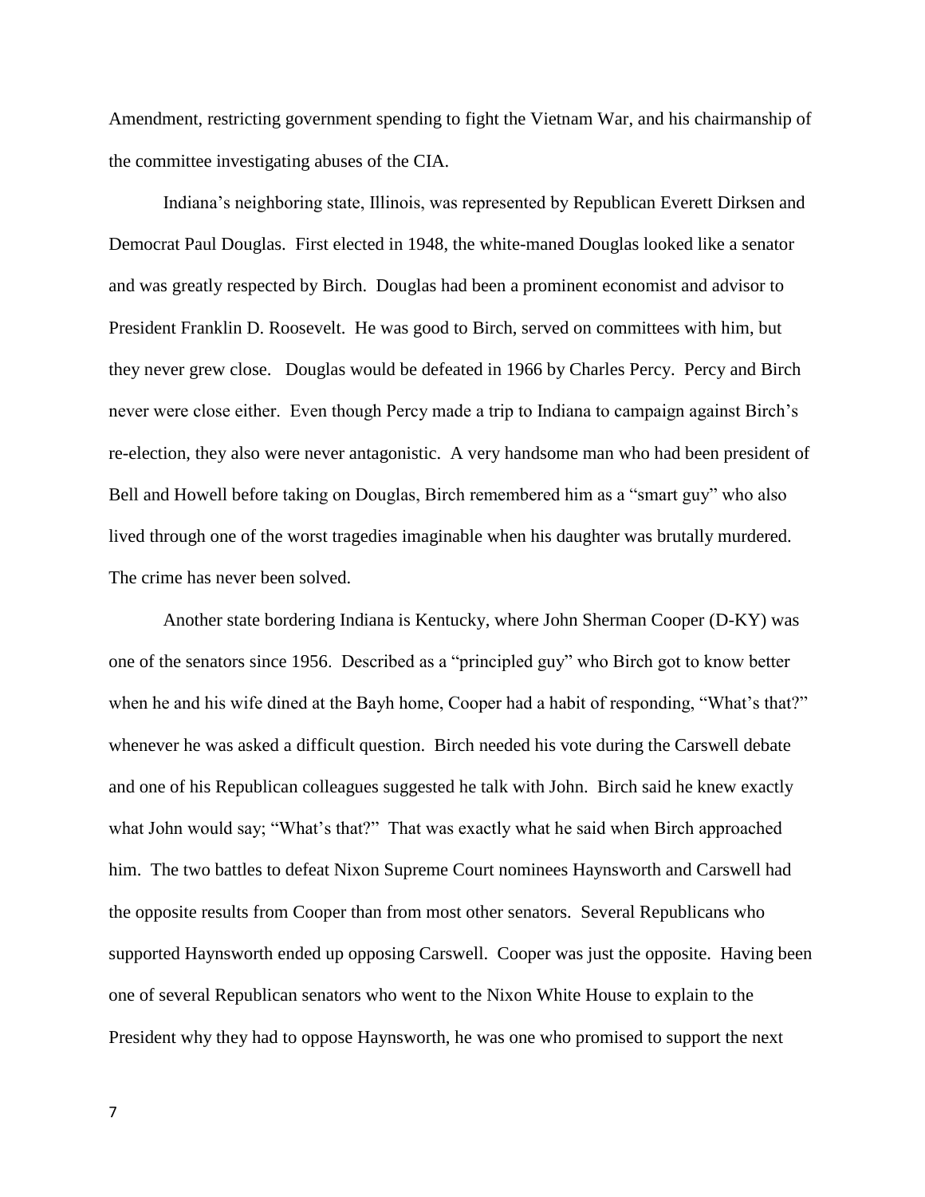Amendment, restricting government spending to fight the Vietnam War, and his chairmanship of the committee investigating abuses of the CIA.

Indiana's neighboring state, Illinois, was represented by Republican Everett Dirksen and Democrat Paul Douglas. First elected in 1948, the white-maned Douglas looked like a senator and was greatly respected by Birch. Douglas had been a prominent economist and advisor to President Franklin D. Roosevelt. He was good to Birch, served on committees with him, but they never grew close. Douglas would be defeated in 1966 by Charles Percy. Percy and Birch never were close either. Even though Percy made a trip to Indiana to campaign against Birch's re-election, they also were never antagonistic. A very handsome man who had been president of Bell and Howell before taking on Douglas, Birch remembered him as a "smart guy" who also lived through one of the worst tragedies imaginable when his daughter was brutally murdered. The crime has never been solved.

Another state bordering Indiana is Kentucky, where John Sherman Cooper (D-KY) was one of the senators since 1956. Described as a "principled guy" who Birch got to know better when he and his wife dined at the Bayh home, Cooper had a habit of responding, "What's that?" whenever he was asked a difficult question. Birch needed his vote during the Carswell debate and one of his Republican colleagues suggested he talk with John. Birch said he knew exactly what John would say; "What's that?" That was exactly what he said when Birch approached him. The two battles to defeat Nixon Supreme Court nominees Haynsworth and Carswell had the opposite results from Cooper than from most other senators. Several Republicans who supported Haynsworth ended up opposing Carswell. Cooper was just the opposite. Having been one of several Republican senators who went to the Nixon White House to explain to the President why they had to oppose Haynsworth, he was one who promised to support the next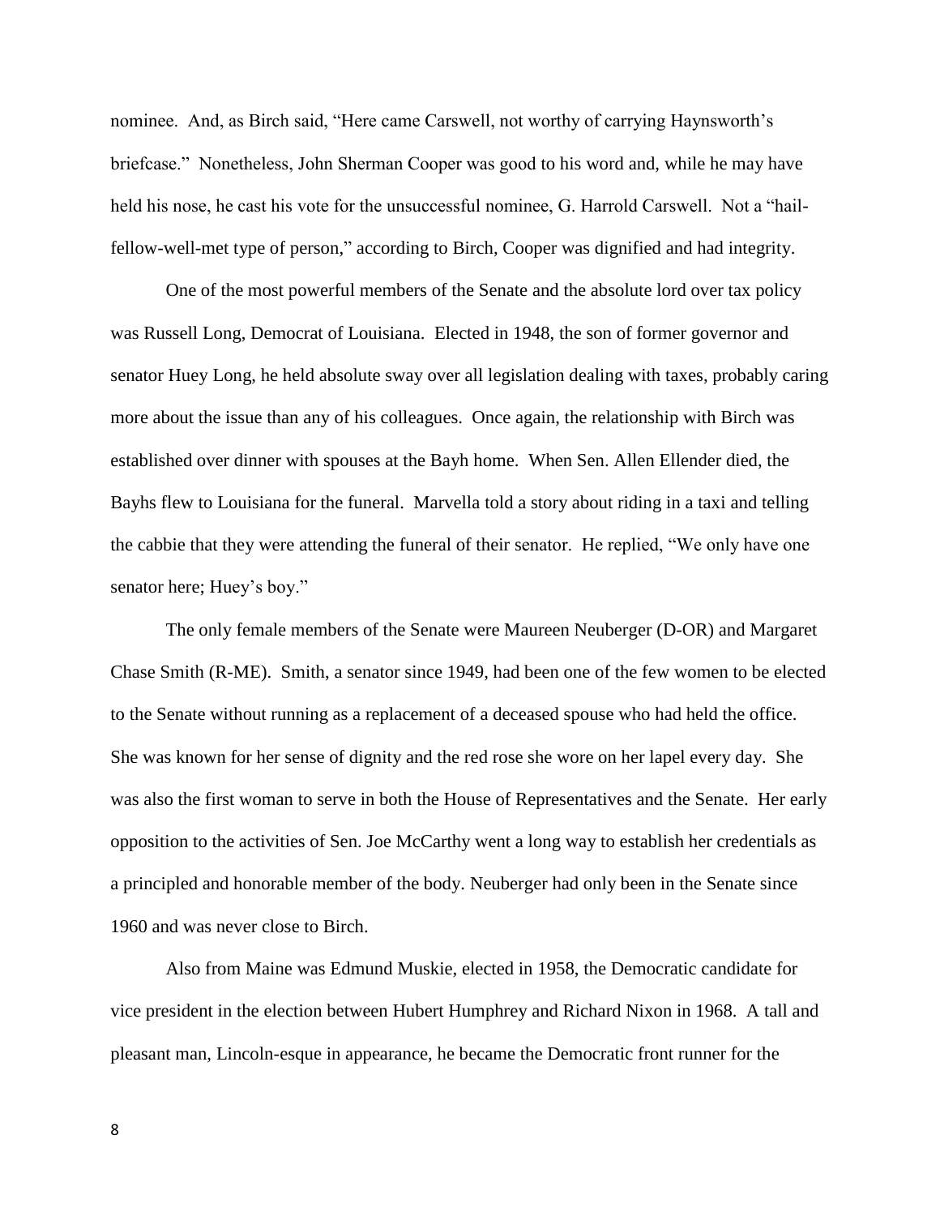nominee. And, as Birch said, "Here came Carswell, not worthy of carrying Haynsworth's briefcase." Nonetheless, John Sherman Cooper was good to his word and, while he may have held his nose, he cast his vote for the unsuccessful nominee, G. Harrold Carswell. Not a "hail-fellow-well-met type of person," according to Birch, Cooper was dignified and had integrity.

One of the most powerful members of the Senate and the absolute lord over tax policy was Russell Long, Democrat of Louisiana. Elected in 1948, the son of former governor and senator Huey Long, he held absolute sway over all legislation dealing with taxes, probably caring more about the issue than any of his colleagues. Once again, the relationship with Birch was established over dinner with spouses at the Bayh home. When Sen. Allen Ellender died, the Bayhs flew to Louisiana for the funeral. Marvella told a story about riding in a taxi and telling the cabbie that they were attending the funeral of their senator. He replied, "We only have one senator here; Huey's boy."

The only female members of the Senate were Maureen Neuberger (D-OR) and Margaret Chase Smith (R-ME). Smith, a senator since 1949, had been one of the few women to be elected to the Senate without running as a replacement of a deceased spouse who had held the office. She was known for her sense of dignity and the red rose she wore on her lapel every day. She was also the first woman to serve in both the House of Representatives and the Senate. Her early opposition to the activities of Sen. Joe McCarthy went a long way to establish her credentials as a principled and honorable member of the body. Neuberger had only been in the Senate since 1960 and was never close to Birch.

Also from Maine was Edmund Muskie, elected in 1958, the Democratic candidate for vice president in the election between Hubert Humphrey and Richard Nixon in 1968. A tall and pleasant man, Lincoln-esque in appearance, he became the Democratic front runner for the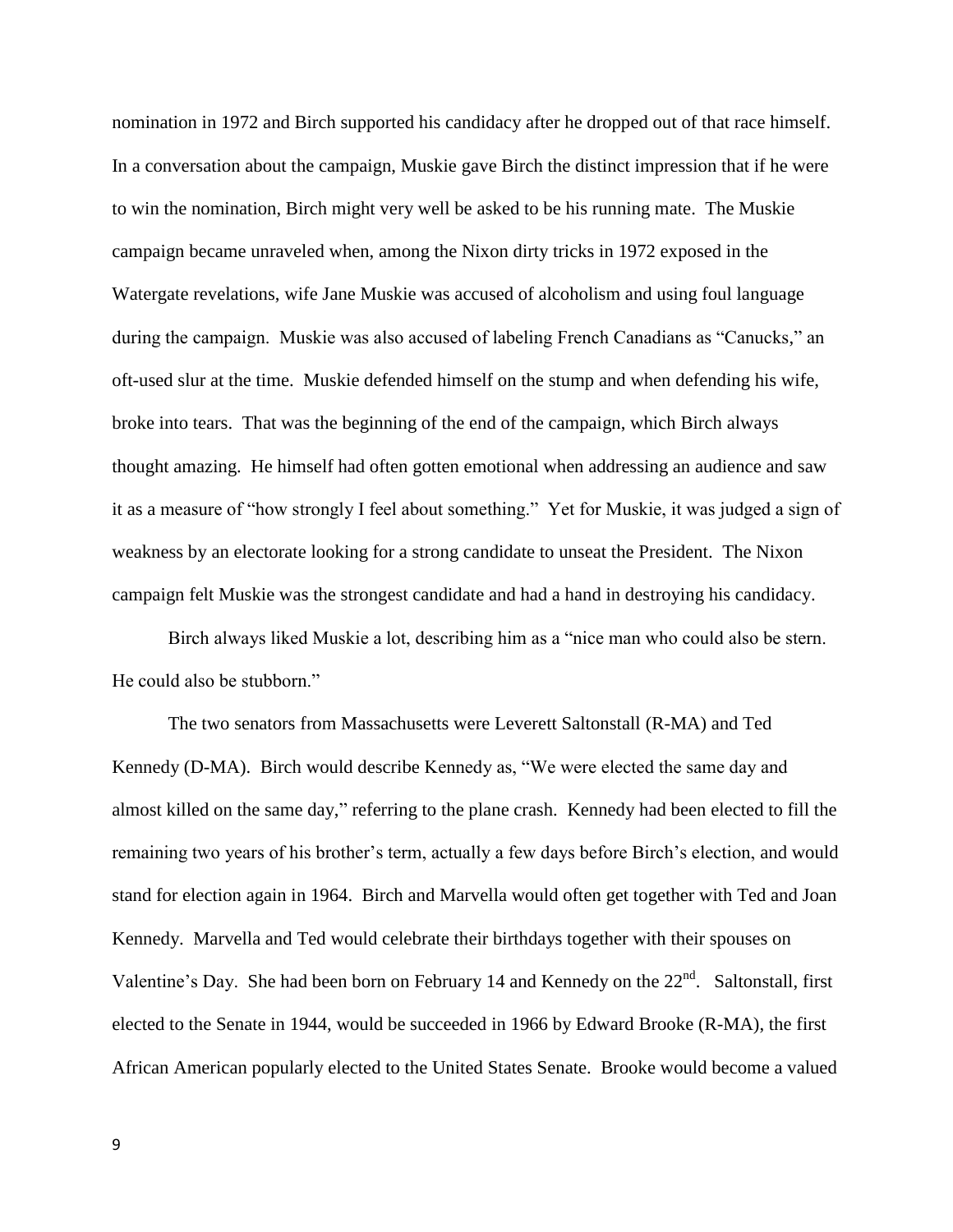nomination in 1972 and Birch supported his candidacy after he dropped out of that race himself. In a conversation about the campaign, Muskie gave Birch the distinct impression that if he were to win the nomination, Birch might very well be asked to be his running mate. The Muskie campaign became unraveled when, among the Nixon dirty tricks in 1972 exposed in the Watergate revelations, wife Jane Muskie was accused of alcoholism and using foul language during the campaign. Muskie was also accused of labeling French Canadians as "Canucks," an oft-used slur at the time. Muskie defended himself on the stump and when defending his wife, broke into tears. That was the beginning of the end of the campaign, which Birch always thought amazing. He himself had often gotten emotional when addressing an audience and saw it as a measure of "how strongly I feel about something." Yet for Muskie, it was judged a sign of weakness by an electorate looking for a strong candidate to unseat the President. The Nixon campaign felt Muskie was the strongest candidate and had a hand in destroying his candidacy.

Birch always liked Muskie a lot, describing him as a "nice man who could also be stern. He could also be stubborn."

The two senators from Massachusetts were Leverett Saltonstall (R-MA) and Ted Kennedy (D-MA). Birch would describe Kennedy as, "We were elected the same day and almost killed on the same day," referring to the plane crash. Kennedy had been elected to fill the remaining two years of his brother's term, actually a few days before Birch's election, and would stand for election again in 1964. Birch and Marvella would often get together with Ted and Joan Kennedy. Marvella and Ted would celebrate their birthdays together with their spouses on Valentine's Day. She had been born on February 14 and Kennedy on the 22nd. Saltonstall, first elected to the Senate in 1944, would be succeeded in 1966 by Edward Brooke (R-MA), the first African American popularly elected to the United States Senate. Brooke would become a valued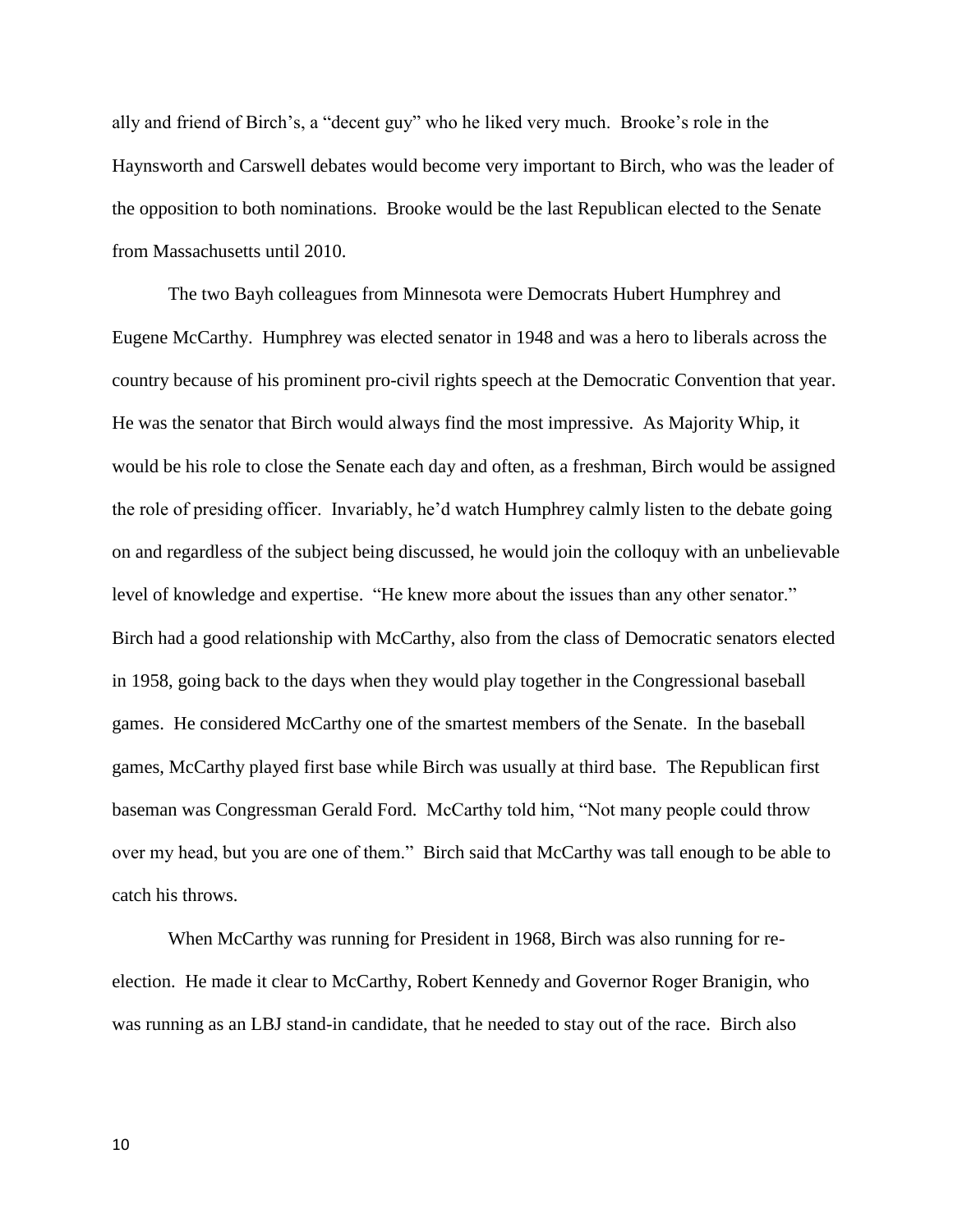ally and friend of Birch's, a "decent guy" who he liked very much. Brooke's role in the Haynsworth and Carswell debates would become very important to Birch, who was the leader of the opposition to both nominations. Brooke would be the last Republican elected to the Senate from Massachusetts until 2010.

The two Bayh colleagues from Minnesota were Democrats Hubert Humphrey and Eugene McCarthy. Humphrey was elected senator in 1948 and was a hero to liberals across the country because of his prominent pro-civil rights speech at the Democratic Convention that year. He was the senator that Birch would always find the most impressive. As Majority Whip, it would be his role to close the Senate each day and often, as a freshman, Birch would be assigned the role of presiding officer. Invariably, he'd watch Humphrey calmly listen to the debate going on and regardless of the subject being discussed, he would join the colloquy with an unbelievable level of knowledge and expertise. "He knew more about the issues than any other senator." Birch had a good relationship with McCarthy, also from the class of Democratic senators elected in 1958, going back to the days when they would play together in the Congressional baseball games. He considered McCarthy one of the smartest members of the Senate. In the baseball games, McCarthy played first base while Birch was usually at third base. The Republican first baseman was Congressman Gerald Ford. McCarthy told him, "Not many people could throw over my head, but you are one of them." Birch said that McCarthy was tall enough to be able to catch his throws.

When McCarthy was running for President in 1968, Birch was also running for re-election. He made it clear to McCarthy, Robert Kennedy and Governor Roger Branigin, who was running as an LBJ stand-in candidate, that he needed to stay out of the race. Birch also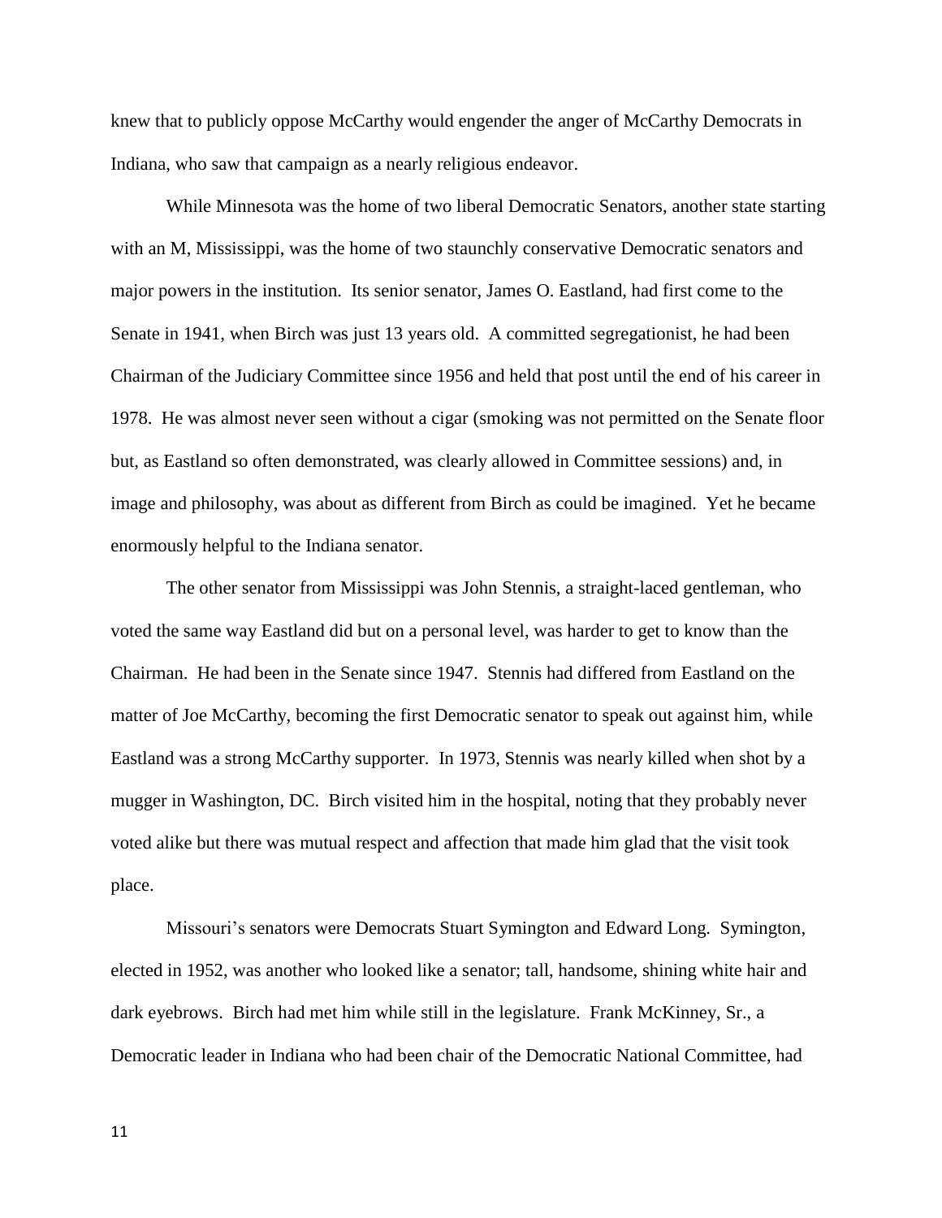knew that to publicly oppose McCarthy would engender the anger of McCarthy Democrats in Indiana, who saw that campaign as a nearly religious endeavor.

While Minnesota was the home of two liberal Democratic Senators, another state starting with an M, Mississippi, was the home of two staunchly conservative Democratic senators and major powers in the institution. Its senior senator, James O. Eastland, had first come to the Senate in 1941, when Birch was just 13 years old. A committed segregationist, he had been Chairman of the Judiciary Committee since 1956 and held that post until the end of his career in 1978. He was almost never seen without a cigar (smoking was not permitted on the Senate floor but, as Eastland so often demonstrated, was clearly allowed in Committee sessions) and, in image and philosophy, was about as different from Birch as could be imagined. Yet he became enormously helpful to the Indiana senator.

The other senator from Mississippi was John Stennis, a straight-laced gentleman, who voted the same way Eastland did but on a personal level, was harder to get to know than the Chairman. He had been in the Senate since 1947. Stennis had differed from Eastland on the matter of Joe McCarthy, becoming the first Democratic senator to speak out against him, while Eastland was a strong McCarthy supporter. In 1973, Stennis was nearly killed when shot by a mugger in Washington, DC. Birch visited him in the hospital, noting that they probably never voted alike but there was mutual respect and affection that made him glad that the visit took place.

Missouri's senators were Democrats Stuart Symington and Edward Long. Symington, elected in 1952, was another who looked like a senator; tall, handsome, shining white hair and dark eyebrows. Birch had met him while still in the legislature. Frank McKinney, Sr., a Democratic leader in Indiana who had been chair of the Democratic National Committee, had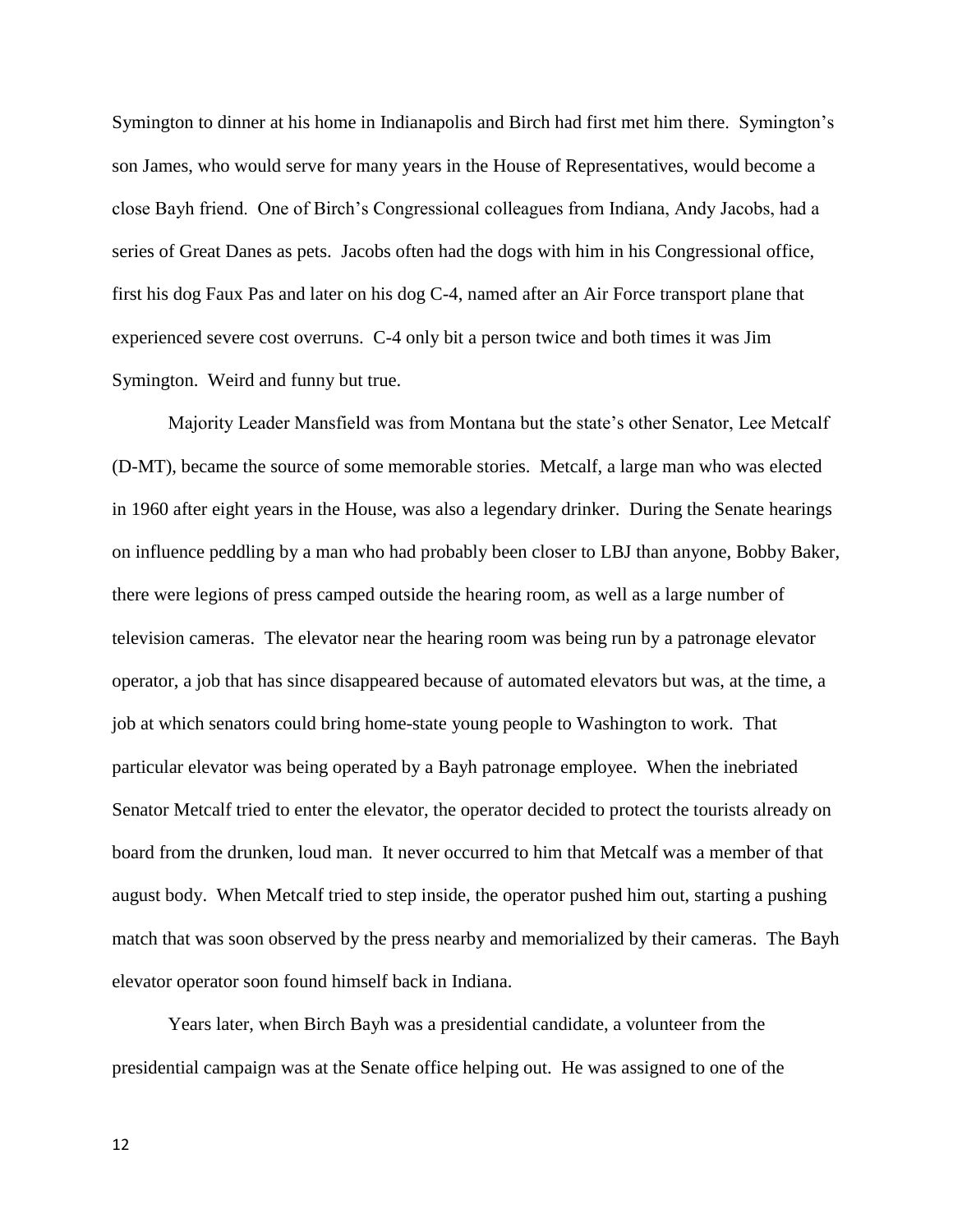Symington to dinner at his home in Indianapolis and Birch had first met him there. Symington's son James, who would serve for many years in the House of Representatives, would become a close Bayh friend. One of Birch's Congressional colleagues from Indiana, Andy Jacobs, had a series of Great Danes as pets. Jacobs often had the dogs with him in his Congressional office, first his dog Faux Pas and later on his dog C-4, named after an Air Force transport plane that experienced severe cost overruns. C-4 only bit a person twice and both times it was Jim Symington. Weird and funny but true.

Majority Leader Mansfield was from Montana but the state's other Senator, Lee Metcalf (D-MT), became the source of some memorable stories. Metcalf, a large man who was elected in 1960 after eight years in the House, was also a legendary drinker. During the Senate hearings on influence peddling by a man who had probably been closer to LBJ than anyone, Bobby Baker, there were legions of press camped outside the hearing room, as well as a large number of television cameras. The elevator near the hearing room was being run by a patronage elevator operator, a job that has since disappeared because of automated elevators but was, at the time, a job at which senators could bring home-state young people to Washington to work. That particular elevator was being operated by a Bayh patronage employee. When the inebriated Senator Metcalf tried to enter the elevator, the operator decided to protect the tourists already on board from the drunken, loud man. It never occurred to him that Metcalf was a member of that august body. When Metcalf tried to step inside, the operator pushed him out, starting a pushing match that was soon observed by the press nearby and memorialized by their cameras. The Bayh elevator operator soon found himself back in Indiana.

Years later, when Birch Bayh was a presidential candidate, a volunteer from the presidential campaign was at the Senate office helping out. He was assigned to one of the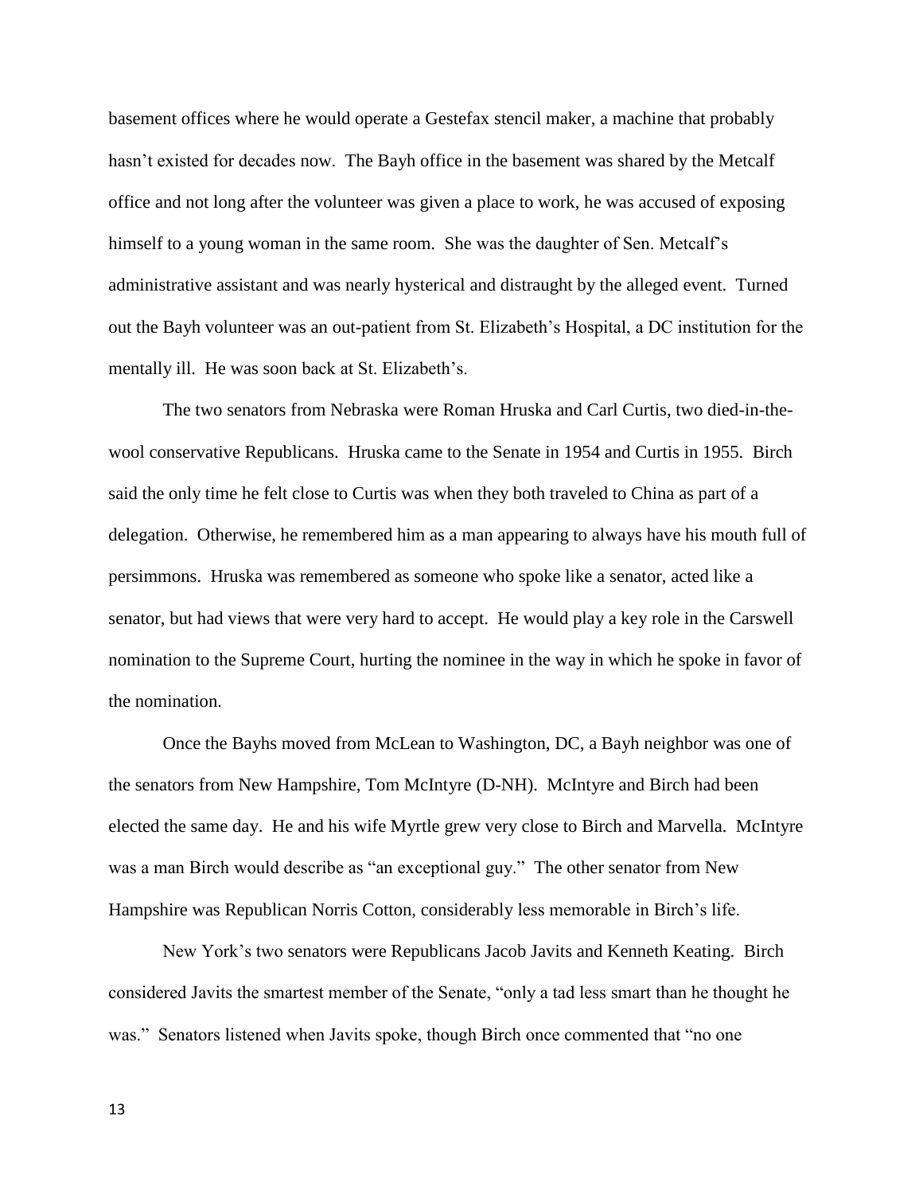basement offices where he would operate a Gestefax stencil maker, a machine that probably hasn't existed for decades now. The Bayh office in the basement was shared by the Metcalf office and not long after the volunteer was given a place to work, he was accused of exposing himself to a young woman in the same room. She was the daughter of Sen. Metcalf's administrative assistant and was nearly hysterical and distraught by the alleged event. Turned out the Bayh volunteer was an out-patient from St. Elizabeth's Hospital, a DC institution for the mentally ill. He was soon back at St. Elizabeth's.

The two senators from Nebraska were Roman Hruska and Carl Curtis, two died-in-the-wool conservative Republicans. Hruska came to the Senate in 1954 and Curtis in 1955. Birch said the only time he felt close to Curtis was when they both traveled to China as part of a delegation. Otherwise, he remembered him as a man appearing to always have his mouth full of persimmons. Hruska was remembered as someone who spoke like a senator, acted like a senator, but had views that were very hard to accept. He would play a key role in the Carswell nomination to the Supreme Court, hurting the nominee in the way in which he spoke in favor of the nomination.

Once the Bayhs moved from McLean to Washington, DC, a Bayh neighbor was one of the senators from New Hampshire, Tom McIntyre (D-NH). McIntyre and Birch had been elected the same day. He and his wife Myrtle grew very close to Birch and Marvella. McIntyre was a man Birch would describe as "an exceptional guy." The other senator from New Hampshire was Republican Norris Cotton, considerably less memorable in Birch's life.

New York's two senators were Republicans Jacob Javits and Kenneth Keating. Birch considered Javits the smartest member of the Senate, "only a tad less smart than he thought he was." Senators listened when Javits spoke, though Birch once commented that "no one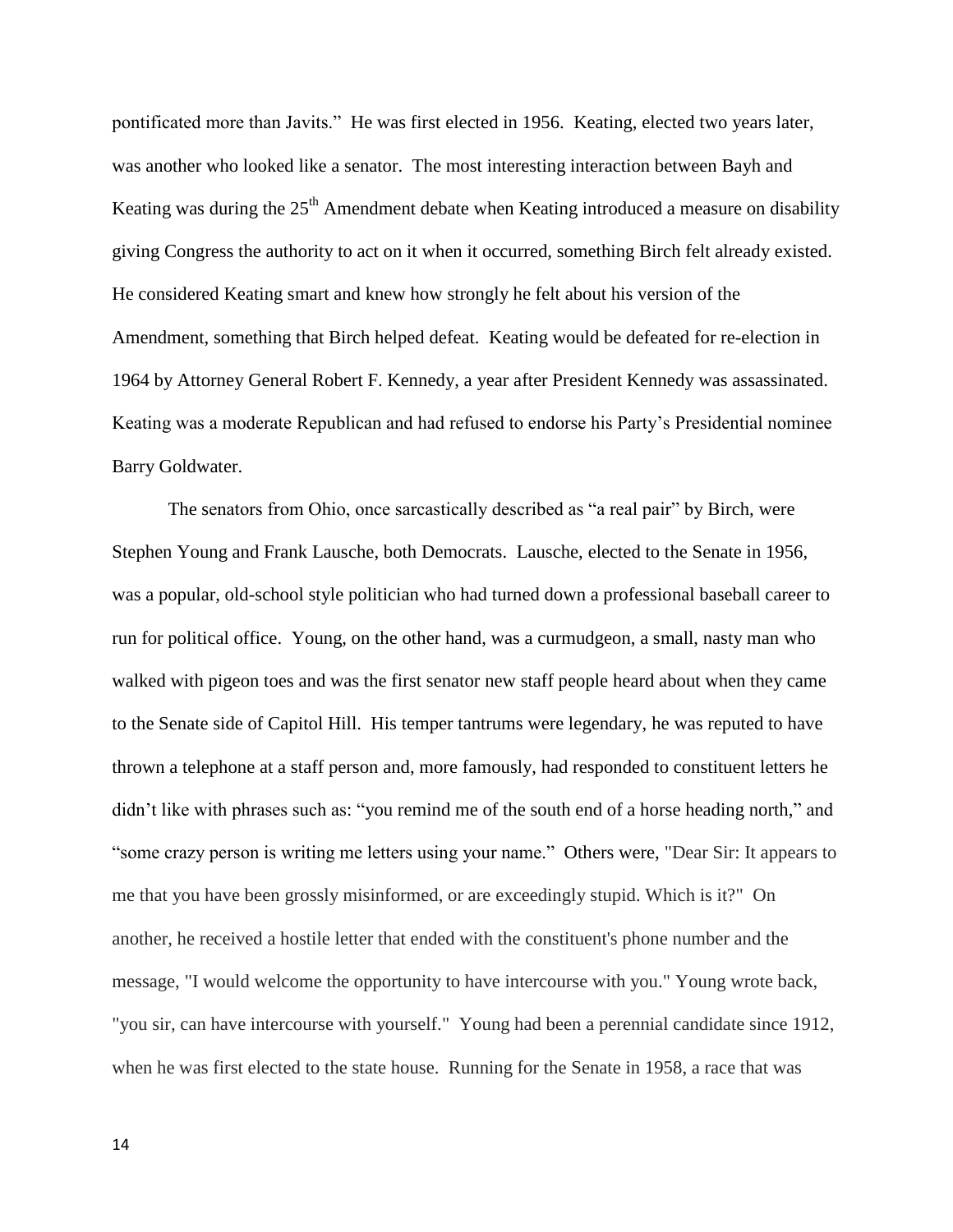pontificated more than Javits." He was first elected in 1956. Keating, elected two years later, was another who looked like a senator. The most interesting interaction between Bayh and Keating was during the 25th Amendment debate when Keating introduced a measure on disability giving Congress the authority to act on it when it occurred, something Birch felt already existed. He considered Keating smart and knew how strongly he felt about his version of the Amendment, something that Birch helped defeat. Keating would be defeated for re-election in 1964 by Attorney General Robert F. Kennedy, a year after President Kennedy was assassinated. Keating was a moderate Republican and had refused to endorse his Party's Presidential nominee Barry Goldwater.

The senators from Ohio, once sarcastically described as "a real pair" by Birch, were Stephen Young and Frank Lausche, both Democrats. Lausche, elected to the Senate in 1956, was a popular, old-school style politician who had turned down a professional baseball career to run for political office. Young, on the other hand, was a curmudgeon, a small, nasty man who walked with pigeon toes and was the first senator new staff people heard about when they came to the Senate side of Capitol Hill. His temper tantrums were legendary, he was reputed to have thrown a telephone at a staff person and, more famously, had responded to constituent letters he didn't like with phrases such as: "you remind me of the south end of a horse heading north," and "some crazy person is writing me letters using your name." Others were, "Dear Sir: It appears to me that you have been grossly misinformed, or are exceedingly stupid. Which is it?" On another, he received a hostile letter that ended with the constituent's phone number and the message, "I would welcome the opportunity to have intercourse with you." Young wrote back, "you sir, can have intercourse with yourself." Young had been a perennial candidate since 1912, when he was first elected to the state house. Running for the Senate in 1958, a race that was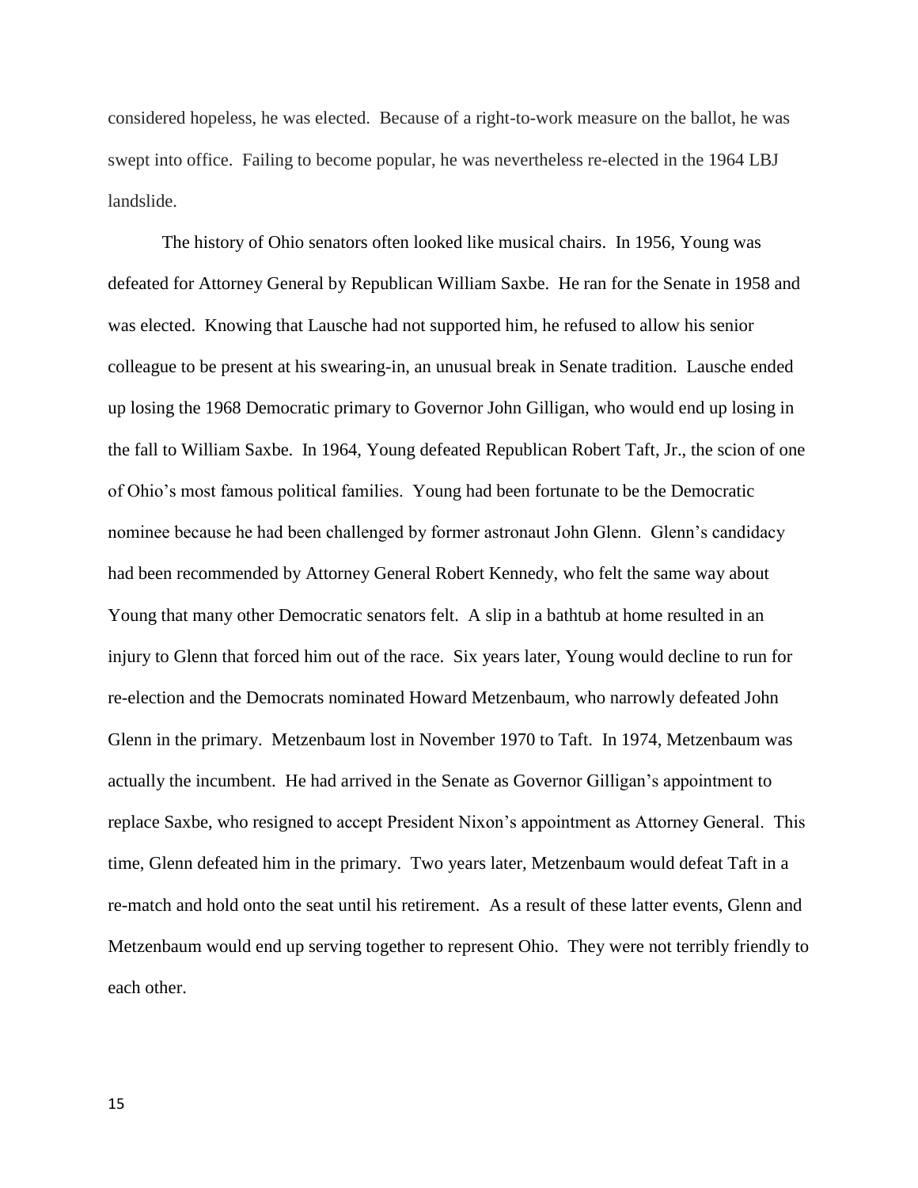considered hopeless, he was elected. Because of a right-to-work measure on the ballot, he was swept into office. Failing to become popular, he was nevertheless re-elected in the 1964 LBJ landslide.

The history of Ohio senators often looked like musical chairs. In 1956, Young was defeated for Attorney General by Republican William Saxbe. He ran for the Senate in 1958 and was elected. Knowing that Lausche had not supported him, he refused to allow his senior colleague to be present at his swearing-in, an unusual break in Senate tradition. Lausche ended up losing the 1968 Democratic primary to Governor John Gilligan, who would end up losing in the fall to William Saxbe. In 1964, Young defeated Republican Robert Taft, Jr., the scion of one of Ohio's most famous political families. Young had been fortunate to be the Democratic nominee because he had been challenged by former astronaut John Glenn. Glenn's candidacy had been recommended by Attorney General Robert Kennedy, who felt the same way about Young that many other Democratic senators felt. A slip in a bathtub at home resulted in an injury to Glenn that forced him out of the race. Six years later, Young would decline to run for re-election and the Democrats nominated Howard Metzenbaum, who narrowly defeated John Glenn in the primary. Metzenbaum lost in November 1970 to Taft. In 1974, Metzenbaum was actually the incumbent. He had arrived in the Senate as Governor Gilligan's appointment to replace Saxbe, who resigned to accept President Nixon's appointment as Attorney General. This time, Glenn defeated him in the primary. Two years later, Metzenbaum would defeat Taft in a re-match and hold onto the seat until his retirement. As a result of these latter events, Glenn and Metzenbaum would end up serving together to represent Ohio. They were not terribly friendly to each other.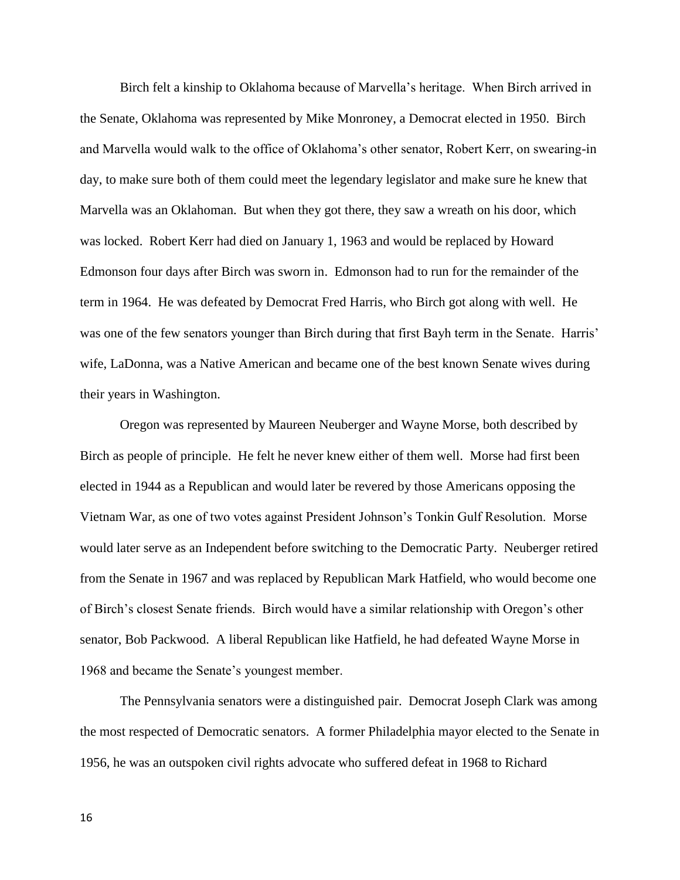Birch felt a kinship to Oklahoma because of Marvella's heritage. When Birch arrived in the Senate, Oklahoma was represented by Mike Monroney, a Democrat elected in 1950. Birch and Marvella would walk to the office of Oklahoma's other senator, Robert Kerr, on swearing-in day, to make sure both of them could meet the legendary legislator and make sure he knew that Marvella was an Oklahoman. But when they got there, they saw a wreath on his door, which was locked. Robert Kerr had died on January 1, 1963 and would be replaced by Howard Edmonson four days after Birch was sworn in. Edmonson had to run for the remainder of the term in 1964. He was defeated by Democrat Fred Harris, who Birch got along with well. He was one of the few senators younger than Birch during that first Bayh term in the Senate. Harris' wife, LaDonna, was a Native American and became one of the best known Senate wives during their years in Washington.

Oregon was represented by Maureen Neuberger and Wayne Morse, both described by Birch as people of principle. He felt he never knew either of them well. Morse had first been elected in 1944 as a Republican and would later be revered by those Americans opposing the Vietnam War, as one of two votes against President Johnson's Tonkin Gulf Resolution. Morse would later serve as an Independent before switching to the Democratic Party. Neuberger retired from the Senate in 1967 and was replaced by Republican Mark Hatfield, who would become one of Birch's closest Senate friends. Birch would have a similar relationship with Oregon's other senator, Bob Packwood. A liberal Republican like Hatfield, he had defeated Wayne Morse in 1968 and became the Senate's youngest member.

The Pennsylvania senators were a distinguished pair. Democrat Joseph Clark was among the most respected of Democratic senators. A former Philadelphia mayor elected to the Senate in 1956, he was an outspoken civil rights advocate who suffered defeat in 1968 to Richard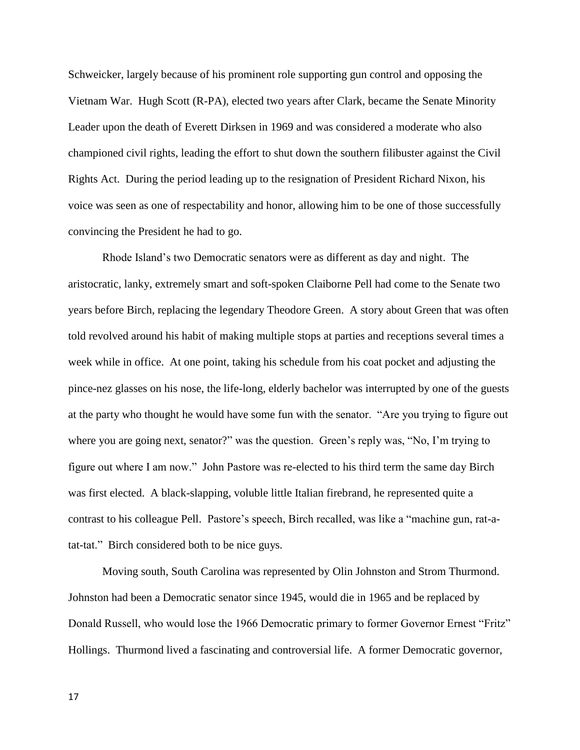Schweicker, largely because of his prominent role supporting gun control and opposing the Vietnam War. Hugh Scott (R-PA), elected two years after Clark, became the Senate Minority Leader upon the death of Everett Dirksen in 1969 and was considered a moderate who also championed civil rights, leading the effort to shut down the southern filibuster against the Civil Rights Act. During the period leading up to the resignation of President Richard Nixon, his voice was seen as one of respectability and honor, allowing him to be one of those successfully convincing the President he had to go.

Rhode Island's two Democratic senators were as different as day and night. The aristocratic, lanky, extremely smart and soft-spoken Claiborne Pell had come to the Senate two years before Birch, replacing the legendary Theodore Green. A story about Green that was often told revolved around his habit of making multiple stops at parties and receptions several times a week while in office. At one point, taking his schedule from his coat pocket and adjusting the pince-nez glasses on his nose, the life-long, elderly bachelor was interrupted by one of the guests at the party who thought he would have some fun with the senator. "Are you trying to figure out where you are going next, senator?" was the question. Green's reply was, "No, I'm trying to figure out where I am now." John Pastore was re-elected to his third term the same day Birch was first elected. A black-slapping, voluble little Italian firebrand, he represented quite a contrast to his colleague Pell. Pastore's speech, Birch recalled, was like a "machine gun, rat-a-tat-tat." Birch considered both to be nice guys.

Moving south, South Carolina was represented by Olin Johnston and Strom Thurmond. Johnston had been a Democratic senator since 1945, would die in 1965 and be replaced by Donald Russell, who would lose the 1966 Democratic primary to former Governor Ernest "Fritz" Hollings. Thurmond lived a fascinating and controversial life. A former Democratic governor,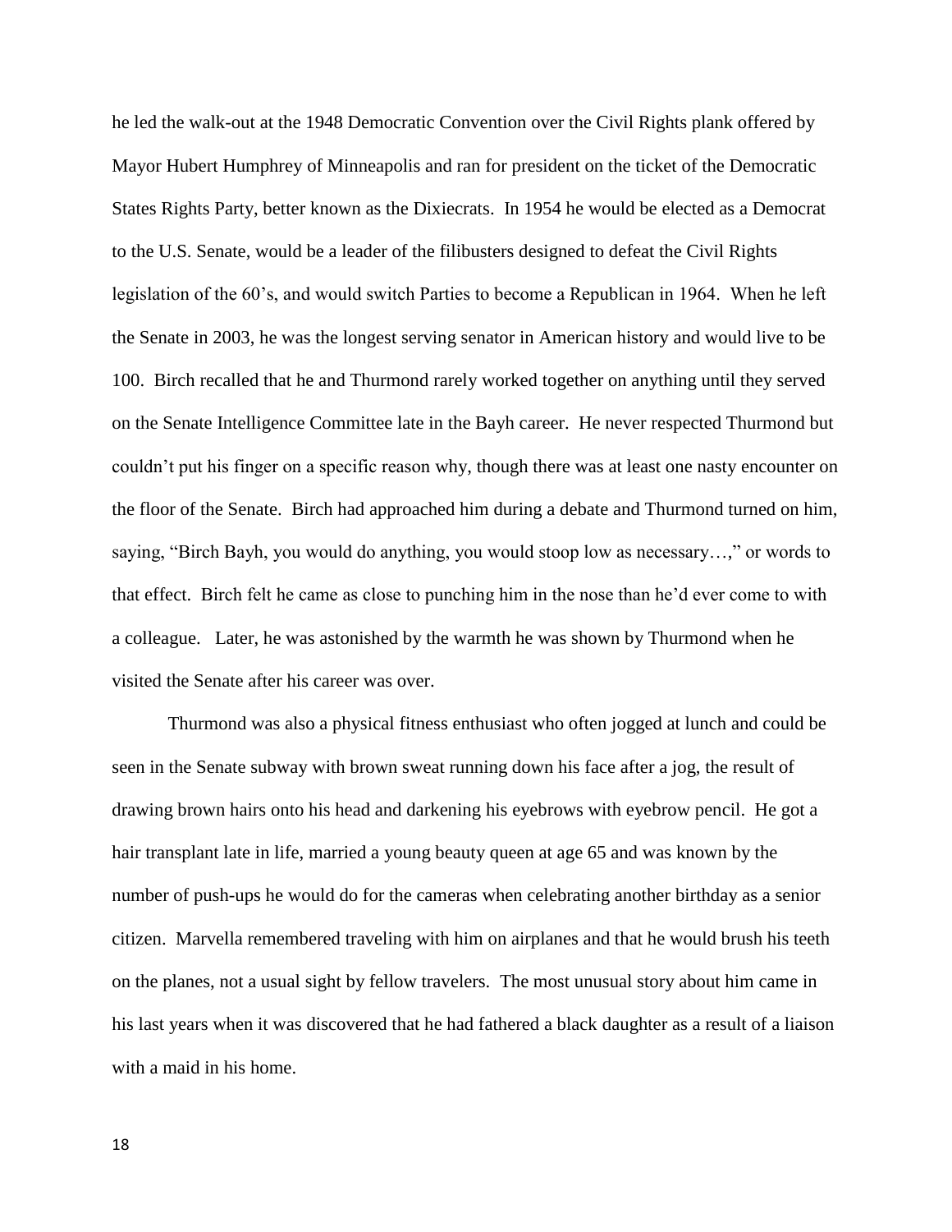he led the walk-out at the 1948 Democratic Convention over the Civil Rights plank offered by Mayor Hubert Humphrey of Minneapolis and ran for president on the ticket of the Democratic States Rights Party, better known as the Dixiecrats. In 1954 he would be elected as a Democrat to the U.S. Senate, would be a leader of the filibusters designed to defeat the Civil Rights legislation of the 60's, and would switch Parties to become a Republican in 1964. When he left the Senate in 2003, he was the longest serving senator in American history and would live to be 100. Birch recalled that he and Thurmond rarely worked together on anything until they served on the Senate Intelligence Committee late in the Bayh career. He never respected Thurmond but couldn't put his finger on a specific reason why, though there was at least one nasty encounter on the floor of the Senate. Birch had approached him during a debate and Thurmond turned on him, saying, "Birch Bayh, you would do anything, you would stoop low as necessary…," or words to that effect. Birch felt he came as close to punching him in the nose than he'd ever come to with a colleague. Later, he was astonished by the warmth he was shown by Thurmond when he visited the Senate after his career was over.

Thurmond was also a physical fitness enthusiast who often jogged at lunch and could be seen in the Senate subway with brown sweat running down his face after a jog, the result of drawing brown hairs onto his head and darkening his eyebrows with eyebrow pencil. He got a hair transplant late in life, married a young beauty queen at age 65 and was known by the number of push-ups he would do for the cameras when celebrating another birthday as a senior citizen. Marvella remembered traveling with him on airplanes and that he would brush his teeth on the planes, not a usual sight by fellow travelers. The most unusual story about him came in his last years when it was discovered that he had fathered a black daughter as a result of a liaison with a maid in his home.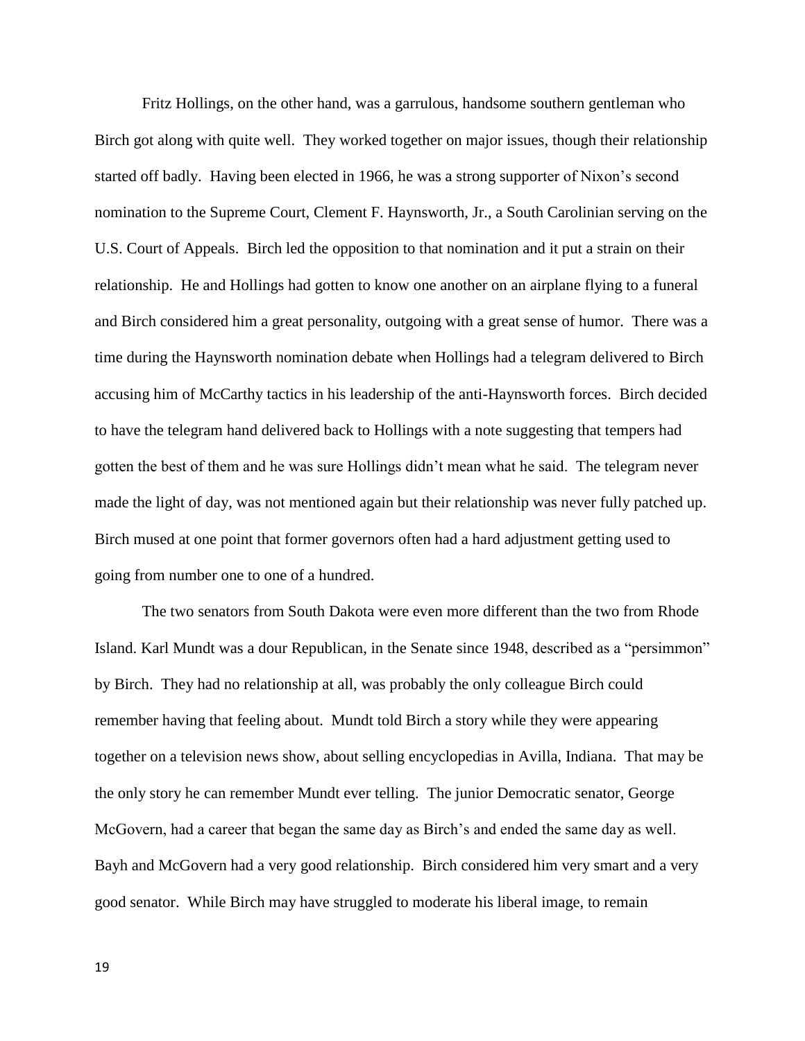Fritz Hollings, on the other hand, was a garrulous, handsome southern gentleman who Birch got along with quite well. They worked together on major issues, though their relationship started off badly. Having been elected in 1966, he was a strong supporter of Nixon's second nomination to the Supreme Court, Clement F. Haynsworth, Jr., a South Carolinian serving on the U.S. Court of Appeals. Birch led the opposition to that nomination and it put a strain on their relationship. He and Hollings had gotten to know one another on an airplane flying to a funeral and Birch considered him a great personality, outgoing with a great sense of humor. There was a time during the Haynsworth nomination debate when Hollings had a telegram delivered to Birch accusing him of McCarthy tactics in his leadership of the anti-Haynsworth forces. Birch decided to have the telegram hand delivered back to Hollings with a note suggesting that tempers had gotten the best of them and he was sure Hollings didn't mean what he said. The telegram never made the light of day, was not mentioned again but their relationship was never fully patched up. Birch mused at one point that former governors often had a hard adjustment getting used to going from number one to one of a hundred.

The two senators from South Dakota were even more different than the two from Rhode Island. Karl Mundt was a dour Republican, in the Senate since 1948, described as a "persimmon" by Birch. They had no relationship at all, was probably the only colleague Birch could remember having that feeling about. Mundt told Birch a story while they were appearing together on a television news show, about selling encyclopedias in Avilla, Indiana. That may be the only story he can remember Mundt ever telling. The junior Democratic senator, George McGovern, had a career that began the same day as Birch's and ended the same day as well. Bayh and McGovern had a very good relationship. Birch considered him very smart and a very good senator. While Birch may have struggled to moderate his liberal image, to remain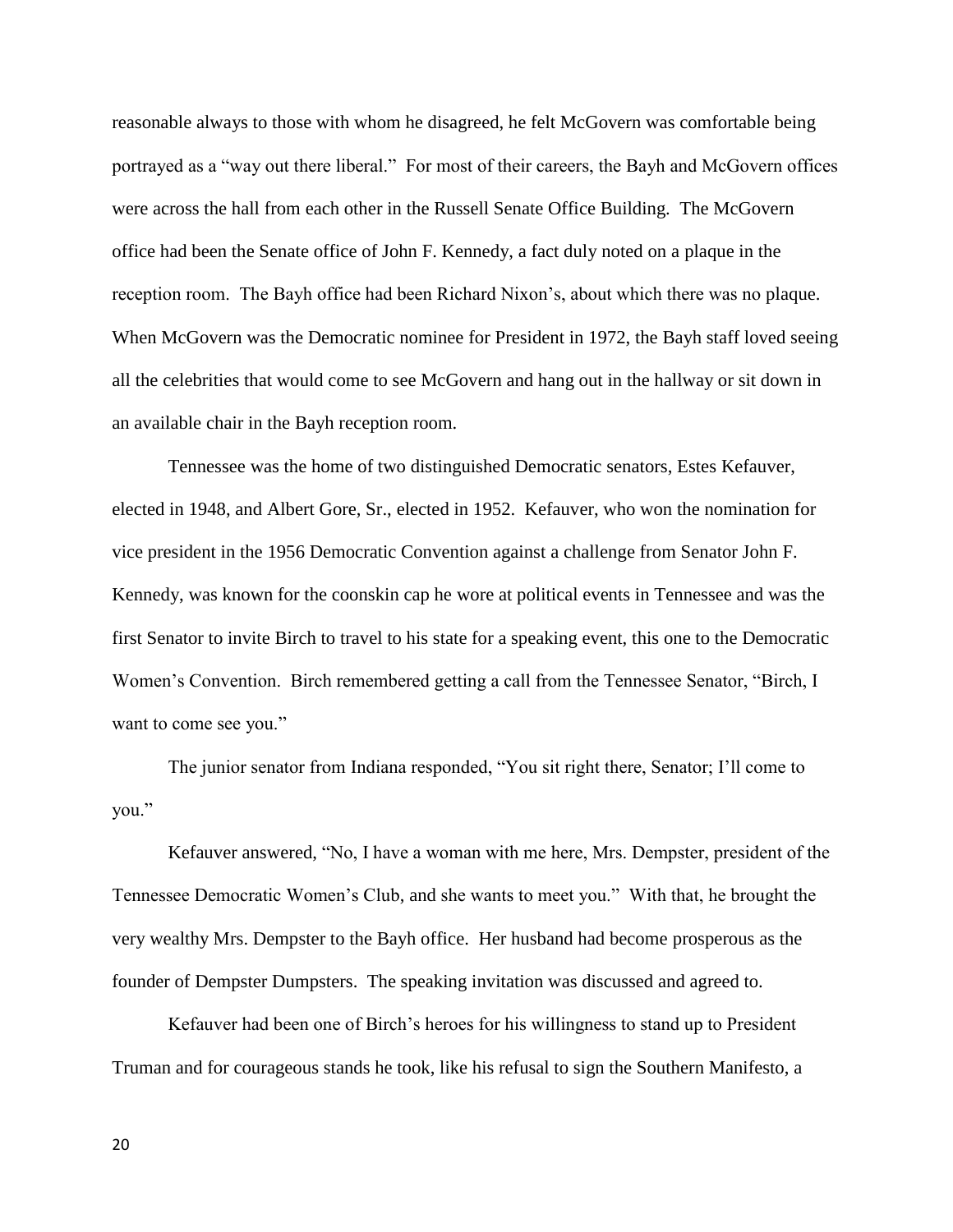reasonable always to those with whom he disagreed, he felt McGovern was comfortable being portrayed as a "way out there liberal." For most of their careers, the Bayh and McGovern offices were across the hall from each other in the Russell Senate Office Building. The McGovern office had been the Senate office of John F. Kennedy, a fact duly noted on a plaque in the reception room. The Bayh office had been Richard Nixon's, about which there was no plaque. When McGovern was the Democratic nominee for President in 1972, the Bayh staff loved seeing all the celebrities that would come to see McGovern and hang out in the hallway or sit down in an available chair in the Bayh reception room.

Tennessee was the home of two distinguished Democratic senators, Estes Kefauver, elected in 1948, and Albert Gore, Sr., elected in 1952. Kefauver, who won the nomination for vice president in the 1956 Democratic Convention against a challenge from Senator John F. Kennedy, was known for the coonskin cap he wore at political events in Tennessee and was the first Senator to invite Birch to travel to his state for a speaking event, this one to the Democratic Women's Convention. Birch remembered getting a call from the Tennessee Senator, "Birch, I want to come see you."

The junior senator from Indiana responded, "You sit right there, Senator; I'll come to you."

Kefauver answered, "No, I have a woman with me here, Mrs. Dempster, president of the Tennessee Democratic Women's Club, and she wants to meet you." With that, he brought the very wealthy Mrs. Dempster to the Bayh office. Her husband had become prosperous as the founder of Dempster Dumpsters. The speaking invitation was discussed and agreed to.

Kefauver had been one of Birch's heroes for his willingness to stand up to President Truman and for courageous stands he took, like his refusal to sign the Southern Manifesto, a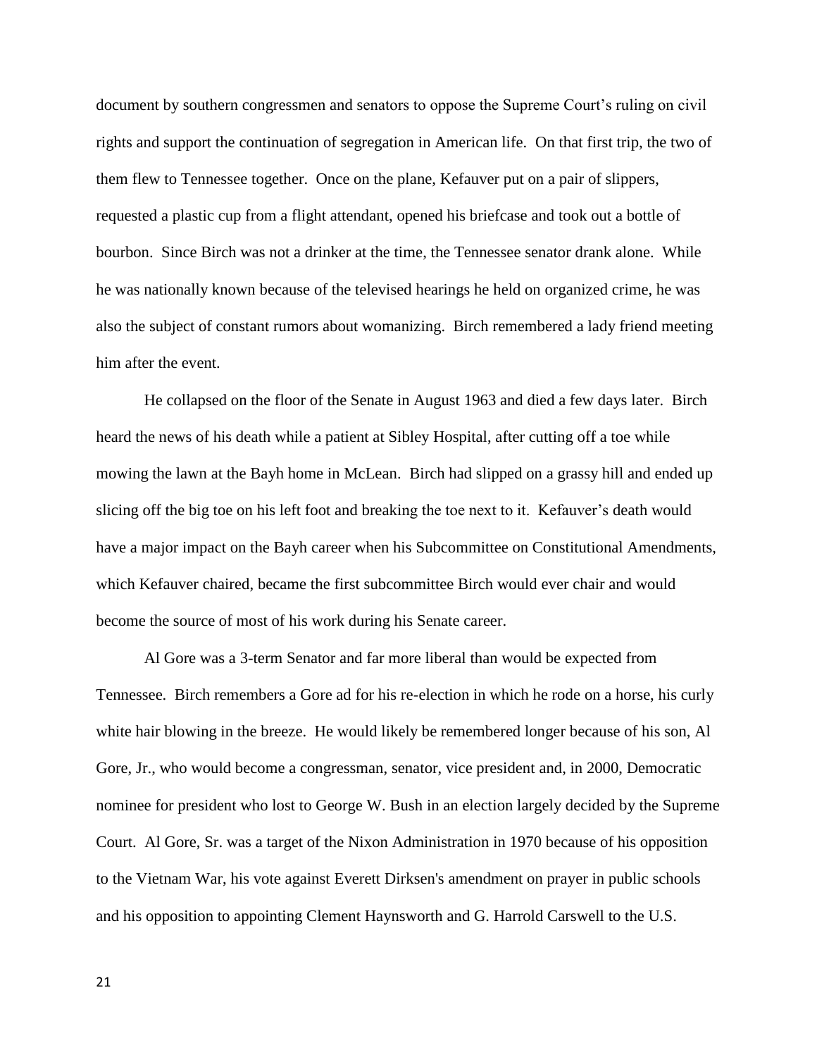document by southern congressmen and senators to oppose the Supreme Court's ruling on civil rights and support the continuation of segregation in American life. On that first trip, the two of them flew to Tennessee together. Once on the plane, Kefauver put on a pair of slippers, requested a plastic cup from a flight attendant, opened his briefcase and took out a bottle of bourbon. Since Birch was not a drinker at the time, the Tennessee senator drank alone. While he was nationally known because of the televised hearings he held on organized crime, he was also the subject of constant rumors about womanizing. Birch remembered a lady friend meeting him after the event.

He collapsed on the floor of the Senate in August 1963 and died a few days later. Birch heard the news of his death while a patient at Sibley Hospital, after cutting off a toe while mowing the lawn at the Bayh home in McLean. Birch had slipped on a grassy hill and ended up slicing off the big toe on his left foot and breaking the toe next to it. Kefauver's death would have a major impact on the Bayh career when his Subcommittee on Constitutional Amendments, which Kefauver chaired, became the first subcommittee Birch would ever chair and would become the source of most of his work during his Senate career.

Al Gore was a 3-term Senator and far more liberal than would be expected from Tennessee. Birch remembers a Gore ad for his re-election in which he rode on a horse, his curly white hair blowing in the breeze. He would likely be remembered longer because of his son, Al Gore, Jr., who would become a congressman, senator, vice president and, in 2000, Democratic nominee for president who lost to George W. Bush in an election largely decided by the Supreme Court. Al Gore, Sr. was a target of the Nixon Administration in 1970 because of his opposition to the Vietnam War, his vote against Everett Dirksen's amendment on prayer in public schools and his opposition to appointing Clement Haynsworth and G. Harrold Carswell to the U.S.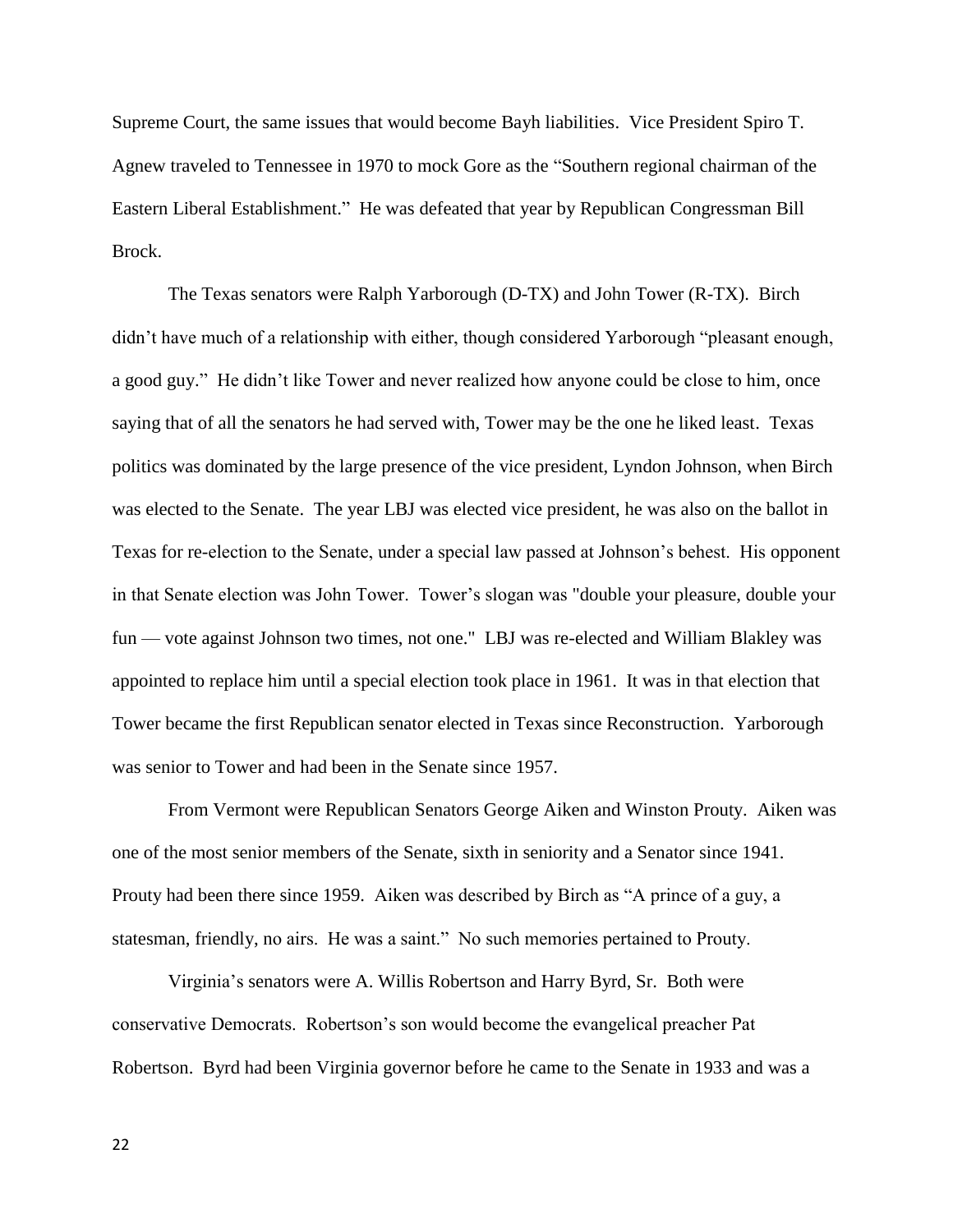Supreme Court, the same issues that would become Bayh liabilities. Vice President Spiro T. Agnew traveled to Tennessee in 1970 to mock Gore as the "Southern regional chairman of the Eastern Liberal Establishment." He was defeated that year by Republican Congressman Bill Brock.

The Texas senators were Ralph Yarborough (D-TX) and John Tower (R-TX). Birch didn't have much of a relationship with either, though considered Yarborough "pleasant enough, a good guy." He didn't like Tower and never realized how anyone could be close to him, once saying that of all the senators he had served with, Tower may be the one he liked least. Texas politics was dominated by the large presence of the vice president, Lyndon Johnson, when Birch was elected to the Senate. The year LBJ was elected vice president, he was also on the ballot in Texas for re-election to the Senate, under a special law passed at Johnson's behest. His opponent in that Senate election was John Tower. Tower's slogan was "double your pleasure, double your fun — vote against Johnson two times, not one." LBJ was re-elected and William Blakley was appointed to replace him until a special election took place in 1961. It was in that election that Tower became the first Republican senator elected in Texas since Reconstruction. Yarborough was senior to Tower and had been in the Senate since 1957.

From Vermont were Republican Senators George Aiken and Winston Prouty. Aiken was one of the most senior members of the Senate, sixth in seniority and a Senator since 1941. Prouty had been there since 1959. Aiken was described by Birch as "A prince of a guy, a statesman, friendly, no airs. He was a saint." No such memories pertained to Prouty.

Virginia's senators were A. Willis Robertson and Harry Byrd, Sr. Both were conservative Democrats. Robertson's son would become the evangelical preacher Pat Robertson. Byrd had been Virginia governor before he came to the Senate in 1933 and was a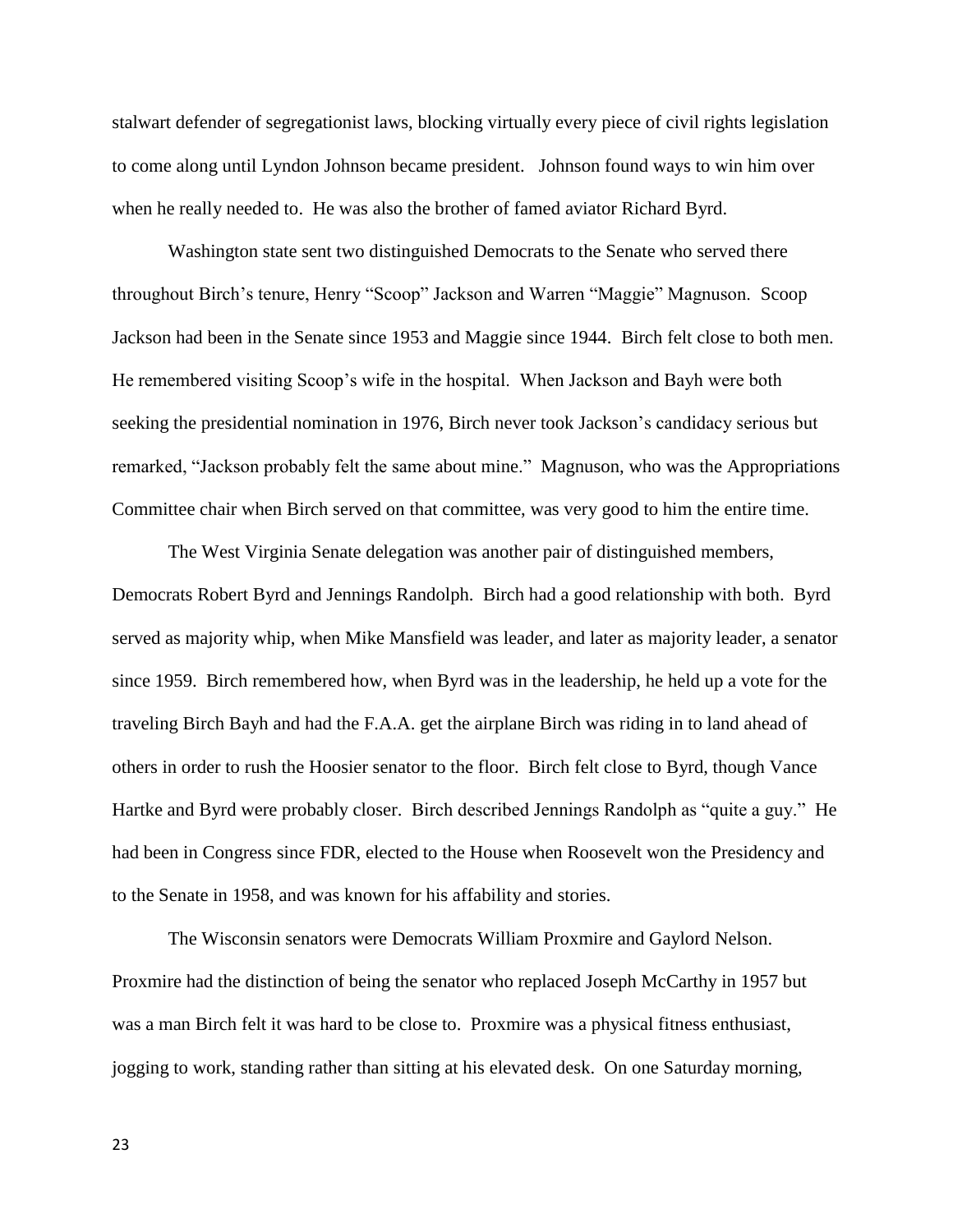stalwart defender of segregationist laws, blocking virtually every piece of civil rights legislation to come along until Lyndon Johnson became president. Johnson found ways to win him over when he really needed to. He was also the brother of famed aviator Richard Byrd.

Washington state sent two distinguished Democrats to the Senate who served there throughout Birch's tenure, Henry "Scoop" Jackson and Warren "Maggie" Magnuson. Scoop Jackson had been in the Senate since 1953 and Maggie since 1944. Birch felt close to both men. He remembered visiting Scoop's wife in the hospital. When Jackson and Bayh were both seeking the presidential nomination in 1976, Birch never took Jackson's candidacy serious but remarked, "Jackson probably felt the same about mine." Magnuson, who was the Appropriations Committee chair when Birch served on that committee, was very good to him the entire time.

The West Virginia Senate delegation was another pair of distinguished members, Democrats Robert Byrd and Jennings Randolph. Birch had a good relationship with both. Byrd served as majority whip, when Mike Mansfield was leader, and later as majority leader, a senator since 1959. Birch remembered how, when Byrd was in the leadership, he held up a vote for the traveling Birch Bayh and had the F.A.A. get the airplane Birch was riding in to land ahead of others in order to rush the Hoosier senator to the floor. Birch felt close to Byrd, though Vance Hartke and Byrd were probably closer. Birch described Jennings Randolph as "quite a guy." He had been in Congress since FDR, elected to the House when Roosevelt won the Presidency and to the Senate in 1958, and was known for his affability and stories.

The Wisconsin senators were Democrats William Proxmire and Gaylord Nelson. Proxmire had the distinction of being the senator who replaced Joseph McCarthy in 1957 but was a man Birch felt it was hard to be close to. Proxmire was a physical fitness enthusiast, jogging to work, standing rather than sitting at his elevated desk. On one Saturday morning,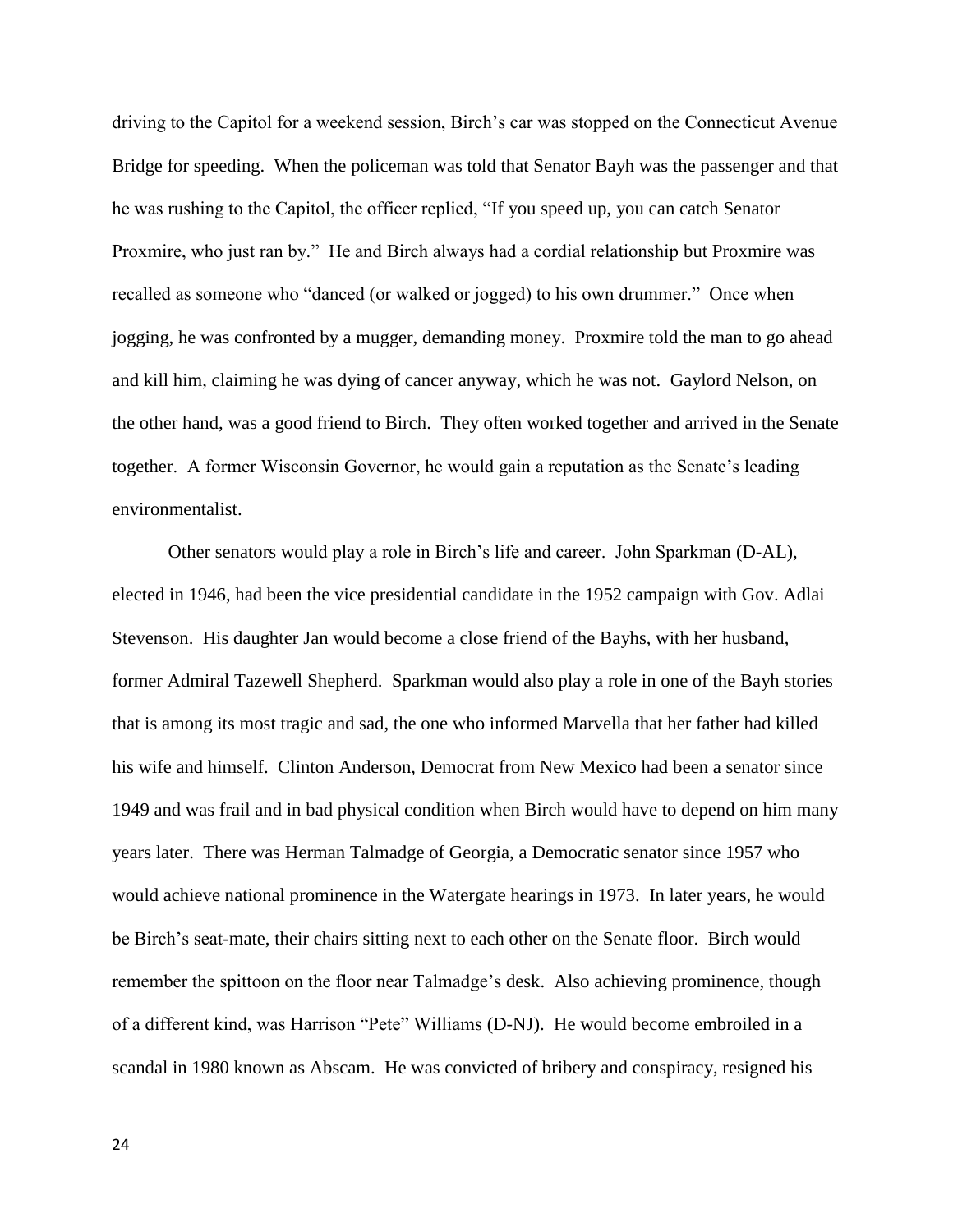driving to the Capitol for a weekend session, Birch's car was stopped on the Connecticut Avenue Bridge for speeding. When the policeman was told that Senator Bayh was the passenger and that he was rushing to the Capitol, the officer replied, "If you speed up, you can catch Senator Proxmire, who just ran by." He and Birch always had a cordial relationship but Proxmire was recalled as someone who "danced (or walked or jogged) to his own drummer." Once when jogging, he was confronted by a mugger, demanding money. Proxmire told the man to go ahead and kill him, claiming he was dying of cancer anyway, which he was not. Gaylord Nelson, on the other hand, was a good friend to Birch. They often worked together and arrived in the Senate together. A former Wisconsin Governor, he would gain a reputation as the Senate's leading environmentalist.

Other senators would play a role in Birch's life and career. John Sparkman (D-AL), elected in 1946, had been the vice presidential candidate in the 1952 campaign with Gov. Adlai Stevenson. His daughter Jan would become a close friend of the Bayhs, with her husband, former Admiral Tazewell Shepherd. Sparkman would also play a role in one of the Bayh stories that is among its most tragic and sad, the one who informed Marvella that her father had killed his wife and himself. Clinton Anderson, Democrat from New Mexico had been a senator since 1949 and was frail and in bad physical condition when Birch would have to depend on him many years later. There was Herman Talmadge of Georgia, a Democratic senator since 1957 who would achieve national prominence in the Watergate hearings in 1973. In later years, he would be Birch's seat-mate, their chairs sitting next to each other on the Senate floor. Birch would remember the spittoon on the floor near Talmadge's desk. Also achieving prominence, though of a different kind, was Harrison "Pete" Williams (D-NJ). He would become embroiled in a scandal in 1980 known as Abscam. He was convicted of bribery and conspiracy, resigned his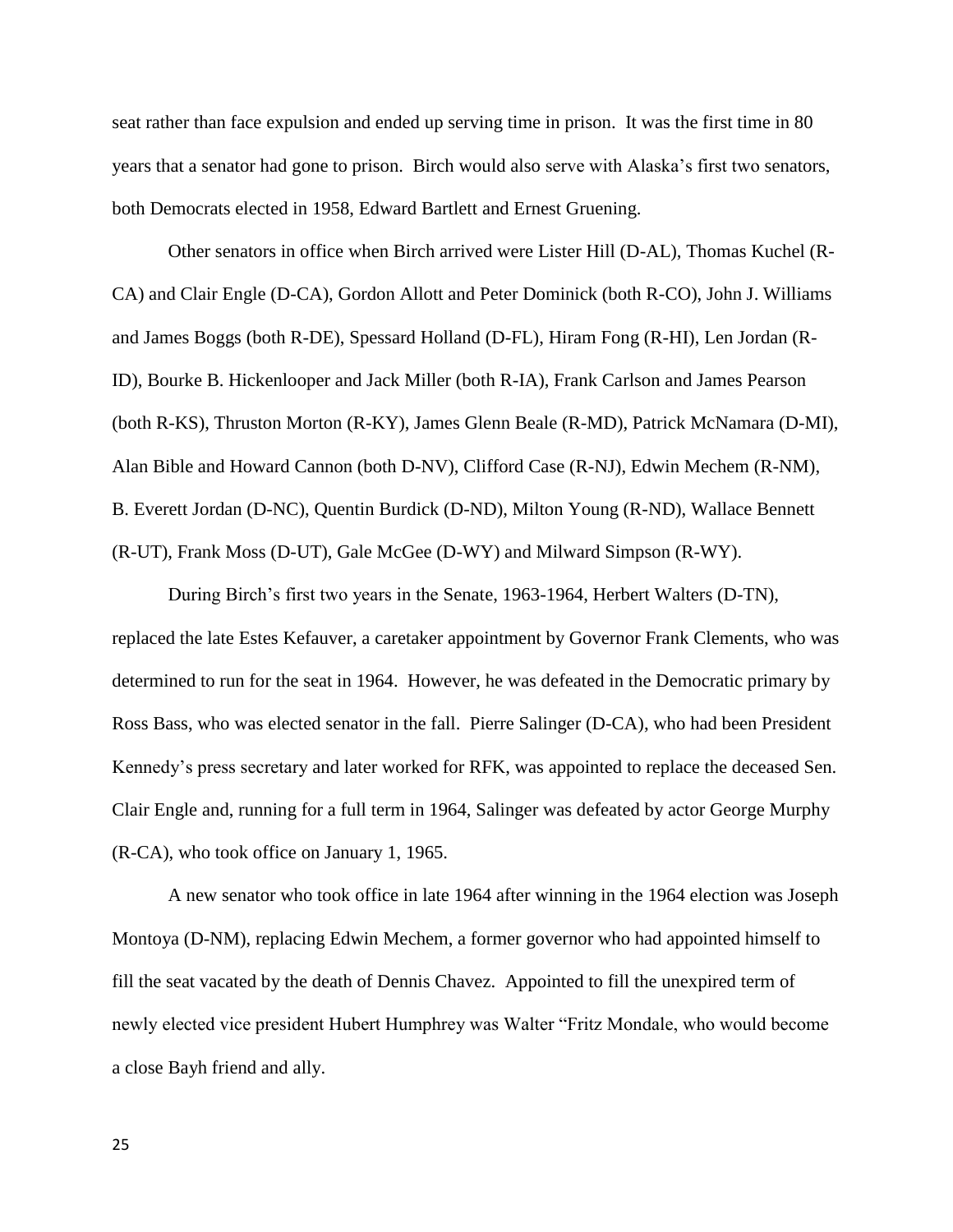seat rather than face expulsion and ended up serving time in prison. It was the first time in 80 years that a senator had gone to prison. Birch would also serve with Alaska's first two senators, both Democrats elected in 1958, Edward Bartlett and Ernest Gruening.

Other senators in office when Birch arrived were Lister Hill (D-AL), Thomas Kuchel (R-CA) and Clair Engle (D-CA), Gordon Allott and Peter Dominick (both R-CO), John J. Williams and James Boggs (both R-DE), Spessard Holland (D-FL), Hiram Fong (R-HI), Len Jordan (R-ID), Bourke B. Hickenlooper and Jack Miller (both R-IA), Frank Carlson and James Pearson (both R-KS), Thruston Morton (R-KY), James Glenn Beale (R-MD), Patrick McNamara (D-MI), Alan Bible and Howard Cannon (both D-NV), Clifford Case (R-NJ), Edwin Mechem (R-NM), B. Everett Jordan (D-NC), Quentin Burdick (D-ND), Milton Young (R-ND), Wallace Bennett (R-UT), Frank Moss (D-UT), Gale McGee (D-WY) and Milward Simpson (R-WY).

During Birch's first two years in the Senate, 1963-1964, Herbert Walters (D-TN), replaced the late Estes Kefauver, a caretaker appointment by Governor Frank Clements, who was determined to run for the seat in 1964. However, he was defeated in the Democratic primary by Ross Bass, who was elected senator in the fall. Pierre Salinger (D-CA), who had been President Kennedy's press secretary and later worked for RFK, was appointed to replace the deceased Sen. Clair Engle and, running for a full term in 1964, Salinger was defeated by actor George Murphy (R-CA), who took office on January 1, 1965.

A new senator who took office in late 1964 after winning in the 1964 election was Joseph Montoya (D-NM), replacing Edwin Mechem, a former governor who had appointed himself to fill the seat vacated by the death of Dennis Chavez. Appointed to fill the unexpired term of newly elected vice president Hubert Humphrey was Walter "Fritz Mondale, who would become a close Bayh friend and ally.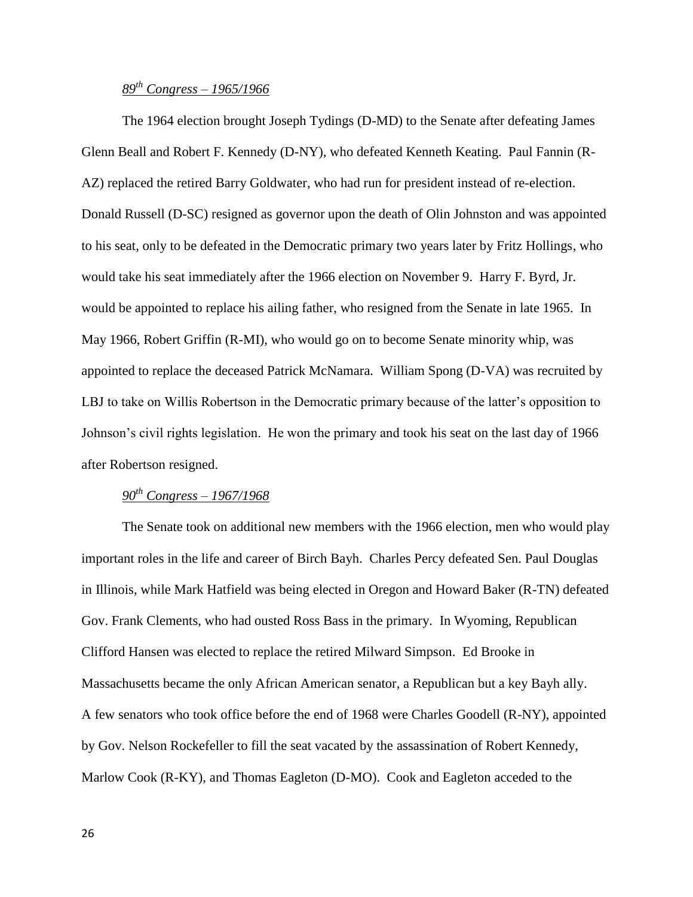*89th Congress – 1965/1966*

The 1964 election brought Joseph Tydings (D-MD) to the Senate after defeating James Glenn Beall and Robert F. Kennedy (D-NY), who defeated Kenneth Keating. Paul Fannin (R-AZ) replaced the retired Barry Goldwater, who had run for president instead of re-election. Donald Russell (D-SC) resigned as governor upon the death of Olin Johnston and was appointed to his seat, only to be defeated in the Democratic primary two years later by Fritz Hollings, who would take his seat immediately after the 1966 election on November 9. Harry F. Byrd, Jr. would be appointed to replace his ailing father, who resigned from the Senate in late 1965. In May 1966, Robert Griffin (R-MI), who would go on to become Senate minority whip, was appointed to replace the deceased Patrick McNamara. William Spong (D-VA) was recruited by LBJ to take on Willis Robertson in the Democratic primary because of the latter's opposition to Johnson's civil rights legislation. He won the primary and took his seat on the last day of 1966 after Robertson resigned.

*90th Congress – 1967/1968*

The Senate took on additional new members with the 1966 election, men who would play important roles in the life and career of Birch Bayh. Charles Percy defeated Sen. Paul Douglas in Illinois, while Mark Hatfield was being elected in Oregon and Howard Baker (R-TN) defeated Gov. Frank Clements, who had ousted Ross Bass in the primary. In Wyoming, Republican Clifford Hansen was elected to replace the retired Milward Simpson. Ed Brooke in Massachusetts became the only African American senator, a Republican but a key Bayh ally. A few senators who took office before the end of 1968 were Charles Goodell (R-NY), appointed by Gov. Nelson Rockefeller to fill the seat vacated by the assassination of Robert Kennedy, Marlow Cook (R-KY), and Thomas Eagleton (D-MO). Cook and Eagleton acceded to the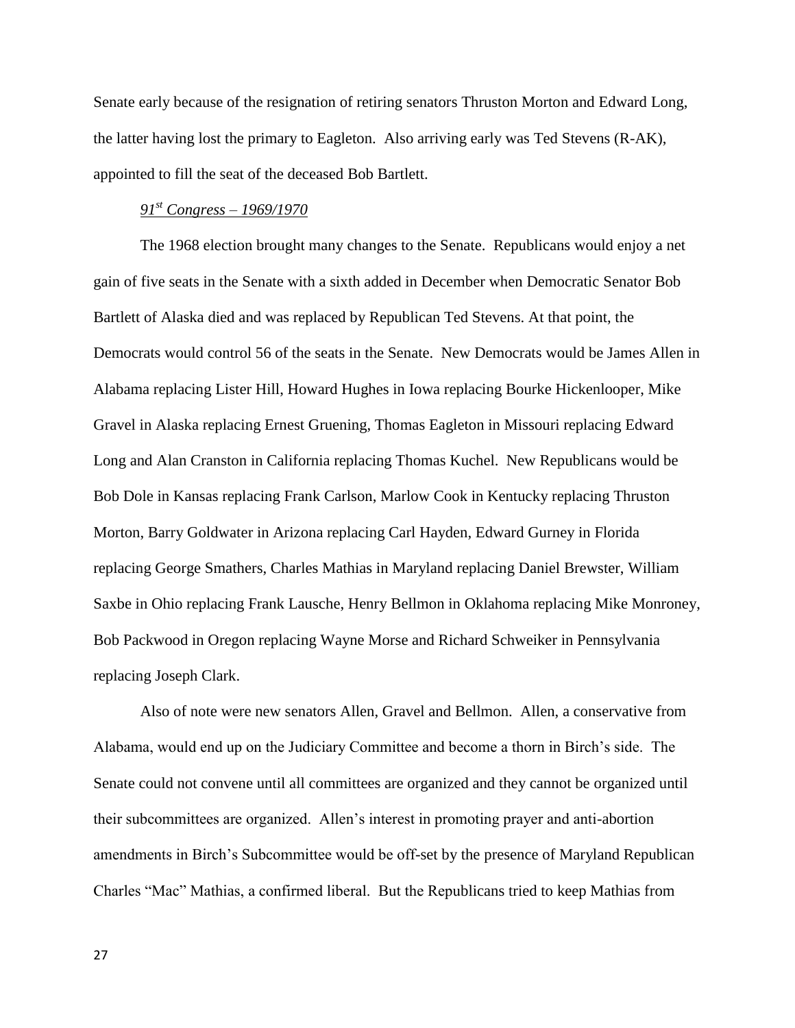Senate early because of the resignation of retiring senators Thruston Morton and Edward Long, the latter having lost the primary to Eagleton. Also arriving early was Ted Stevens (R-AK), appointed to fill the seat of the deceased Bob Bartlett.

*91st Congress – 1969/1970*

The 1968 election brought many changes to the Senate. Republicans would enjoy a net gain of five seats in the Senate with a sixth added in December when Democratic Senator Bob Bartlett of Alaska died and was replaced by Republican Ted Stevens. At that point, the Democrats would control 56 of the seats in the Senate. New Democrats would be James Allen in Alabama replacing Lister Hill, Howard Hughes in Iowa replacing Bourke Hickenlooper, Mike Gravel in Alaska replacing Ernest Gruening, Thomas Eagleton in Missouri replacing Edward Long and Alan Cranston in California replacing Thomas Kuchel. New Republicans would be Bob Dole in Kansas replacing Frank Carlson, Marlow Cook in Kentucky replacing Thruston Morton, Barry Goldwater in Arizona replacing Carl Hayden, Edward Gurney in Florida replacing George Smathers, Charles Mathias in Maryland replacing Daniel Brewster, William Saxbe in Ohio replacing Frank Lausche, Henry Bellmon in Oklahoma replacing Mike Monroney, Bob Packwood in Oregon replacing Wayne Morse and Richard Schweiker in Pennsylvania replacing Joseph Clark.

Also of note were new senators Allen, Gravel and Bellmon. Allen, a conservative from Alabama, would end up on the Judiciary Committee and become a thorn in Birch's side. The Senate could not convene until all committees are organized and they cannot be organized until their subcommittees are organized. Allen's interest in promoting prayer and anti-abortion amendments in Birch's Subcommittee would be off-set by the presence of Maryland Republican Charles "Mac" Mathias, a confirmed liberal. But the Republicans tried to keep Mathias from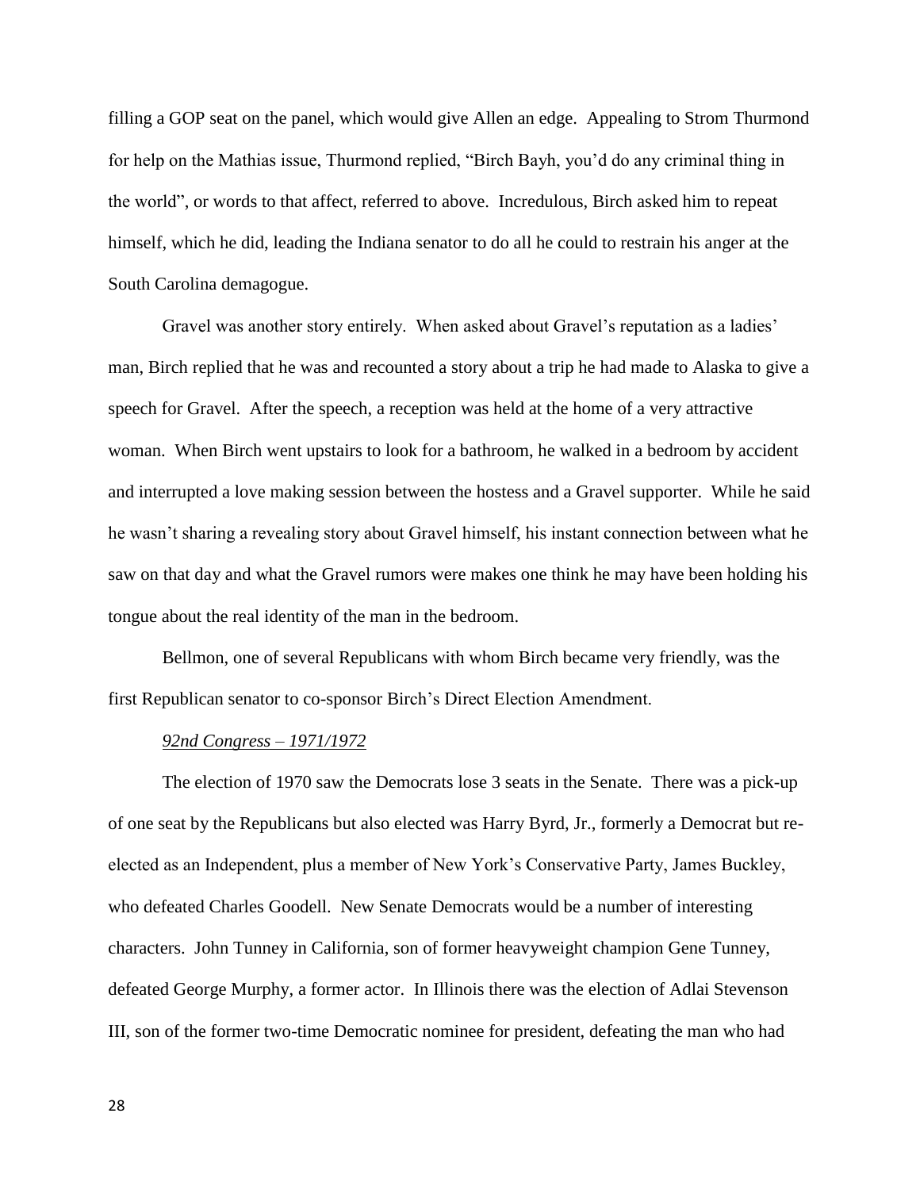filling a GOP seat on the panel, which would give Allen an edge. Appealing to Strom Thurmond for help on the Mathias issue, Thurmond replied, "Birch Bayh, you'd do any criminal thing in the world", or words to that affect, referred to above. Incredulous, Birch asked him to repeat himself, which he did, leading the Indiana senator to do all he could to restrain his anger at the South Carolina demagogue.

Gravel was another story entirely. When asked about Gravel's reputation as a ladies' man, Birch replied that he was and recounted a story about a trip he had made to Alaska to give a speech for Gravel. After the speech, a reception was held at the home of a very attractive woman. When Birch went upstairs to look for a bathroom, he walked in a bedroom by accident and interrupted a love making session between the hostess and a Gravel supporter. While he said he wasn't sharing a revealing story about Gravel himself, his instant connection between what he saw on that day and what the Gravel rumors were makes one think he may have been holding his tongue about the real identity of the man in the bedroom.

Bellmon, one of several Republicans with whom Birch became very friendly, was the first Republican senator to co-sponsor Birch's Direct Election Amendment.

*92nd Congress – 1971/1972*

The election of 1970 saw the Democrats lose 3 seats in the Senate. There was a pick-up of one seat by the Republicans but also elected was Harry Byrd, Jr., formerly a Democrat but re-elected as an Independent, plus a member of New York's Conservative Party, James Buckley, who defeated Charles Goodell. New Senate Democrats would be a number of interesting characters. John Tunney in California, son of former heavyweight champion Gene Tunney, defeated George Murphy, a former actor. In Illinois there was the election of Adlai Stevenson III, son of the former two-time Democratic nominee for president, defeating the man who had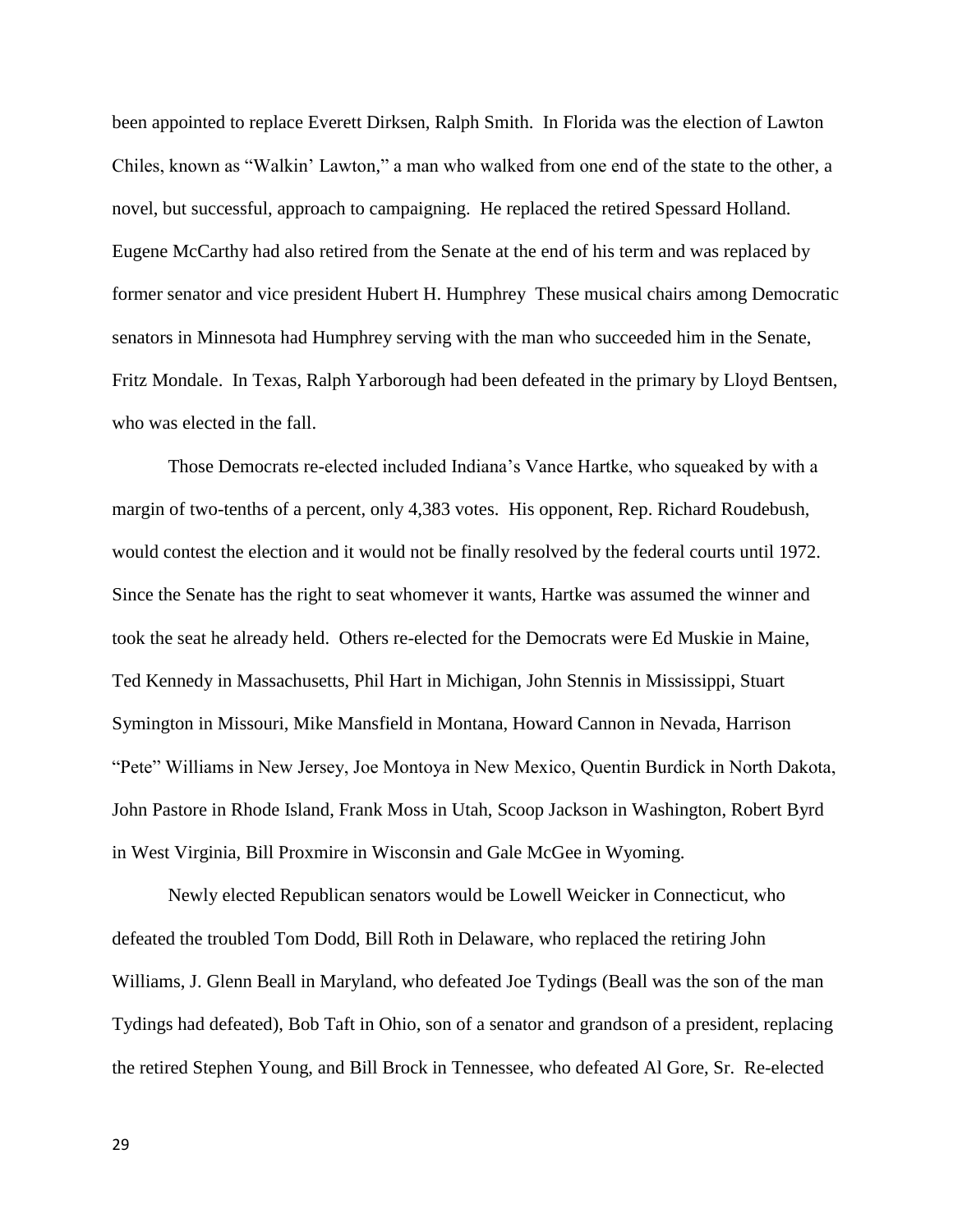been appointed to replace Everett Dirksen, Ralph Smith. In Florida was the election of Lawton Chiles, known as "Walkin' Lawton," a man who walked from one end of the state to the other, a novel, but successful, approach to campaigning. He replaced the retired Spessard Holland. Eugene McCarthy had also retired from the Senate at the end of his term and was replaced by former senator and vice president Hubert H. Humphrey These musical chairs among Democratic senators in Minnesota had Humphrey serving with the man who succeeded him in the Senate, Fritz Mondale. In Texas, Ralph Yarborough had been defeated in the primary by Lloyd Bentsen, who was elected in the fall.

Those Democrats re-elected included Indiana's Vance Hartke, who squeaked by with a margin of two-tenths of a percent, only 4,383 votes. His opponent, Rep. Richard Roudebush, would contest the election and it would not be finally resolved by the federal courts until 1972. Since the Senate has the right to seat whomever it wants, Hartke was assumed the winner and took the seat he already held. Others re-elected for the Democrats were Ed Muskie in Maine, Ted Kennedy in Massachusetts, Phil Hart in Michigan, John Stennis in Mississippi, Stuart Symington in Missouri, Mike Mansfield in Montana, Howard Cannon in Nevada, Harrison "Pete" Williams in New Jersey, Joe Montoya in New Mexico, Quentin Burdick in North Dakota, John Pastore in Rhode Island, Frank Moss in Utah, Scoop Jackson in Washington, Robert Byrd in West Virginia, Bill Proxmire in Wisconsin and Gale McGee in Wyoming.

Newly elected Republican senators would be Lowell Weicker in Connecticut, who defeated the troubled Tom Dodd, Bill Roth in Delaware, who replaced the retiring John Williams, J. Glenn Beall in Maryland, who defeated Joe Tydings (Beall was the son of the man Tydings had defeated), Bob Taft in Ohio, son of a senator and grandson of a president, replacing the retired Stephen Young, and Bill Brock in Tennessee, who defeated Al Gore, Sr. Re-elected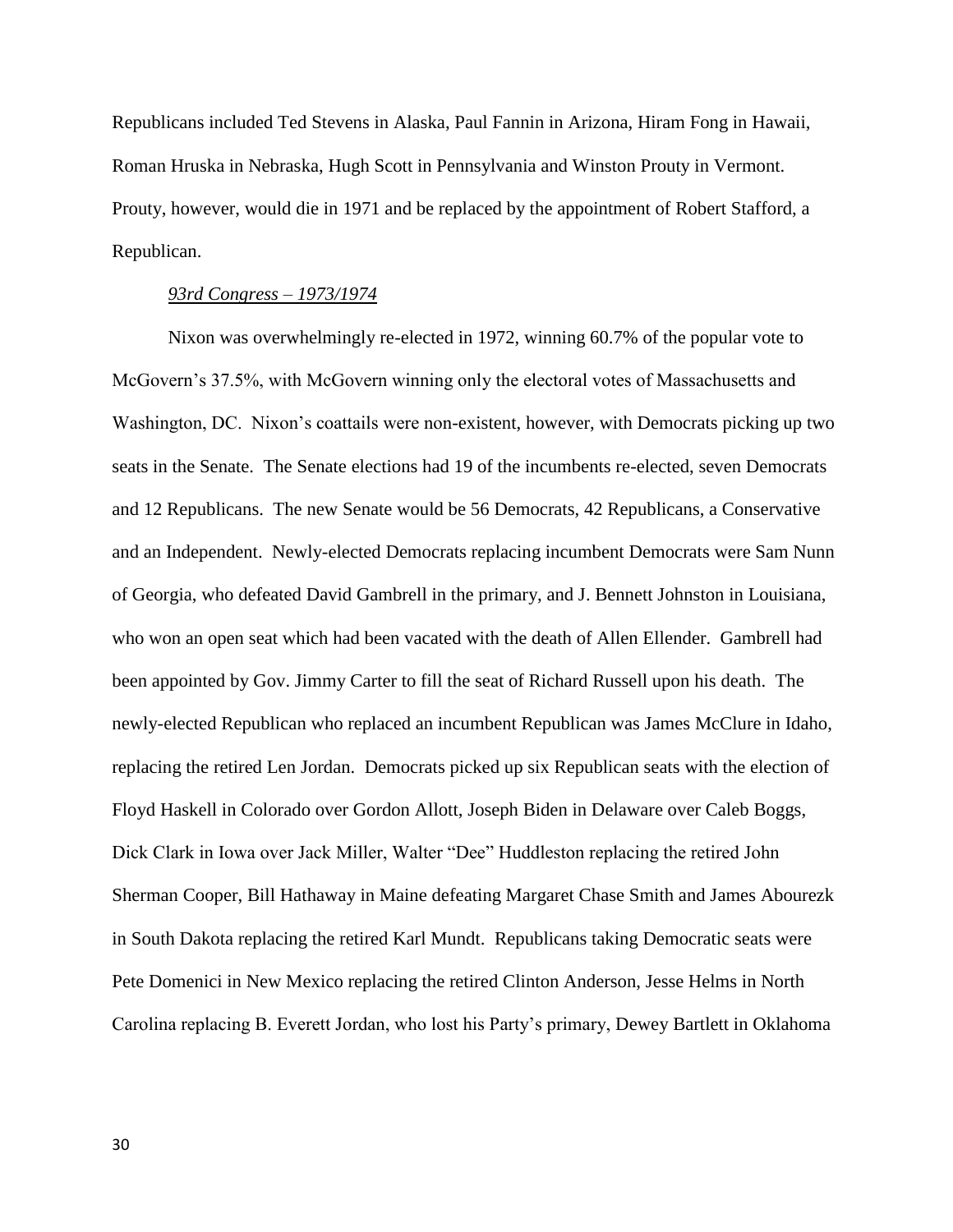Republicans included Ted Stevens in Alaska, Paul Fannin in Arizona, Hiram Fong in Hawaii, Roman Hruska in Nebraska, Hugh Scott in Pennsylvania and Winston Prouty in Vermont. Prouty, however, would die in 1971 and be replaced by the appointment of Robert Stafford, a Republican.

*93rd Congress – 1973/1974*

Nixon was overwhelmingly re-elected in 1972, winning 60.7% of the popular vote to McGovern's 37.5%, with McGovern winning only the electoral votes of Massachusetts and Washington, DC. Nixon's coattails were non-existent, however, with Democrats picking up two seats in the Senate. The Senate elections had 19 of the incumbents re-elected, seven Democrats and 12 Republicans. The new Senate would be 56 Democrats, 42 Republicans, a Conservative and an Independent. Newly-elected Democrats replacing incumbent Democrats were Sam Nunn of Georgia, who defeated David Gambrell in the primary, and J. Bennett Johnston in Louisiana, who won an open seat which had been vacated with the death of Allen Ellender. Gambrell had been appointed by Gov. Jimmy Carter to fill the seat of Richard Russell upon his death. The newly-elected Republican who replaced an incumbent Republican was James McClure in Idaho, replacing the retired Len Jordan. Democrats picked up six Republican seats with the election of Floyd Haskell in Colorado over Gordon Allott, Joseph Biden in Delaware over Caleb Boggs, Dick Clark in Iowa over Jack Miller, Walter "Dee" Huddleston replacing the retired John Sherman Cooper, Bill Hathaway in Maine defeating Margaret Chase Smith and James Abourezk in South Dakota replacing the retired Karl Mundt. Republicans taking Democratic seats were Pete Domenici in New Mexico replacing the retired Clinton Anderson, Jesse Helms in North Carolina replacing B. Everett Jordan, who lost his Party's primary, Dewey Bartlett in Oklahoma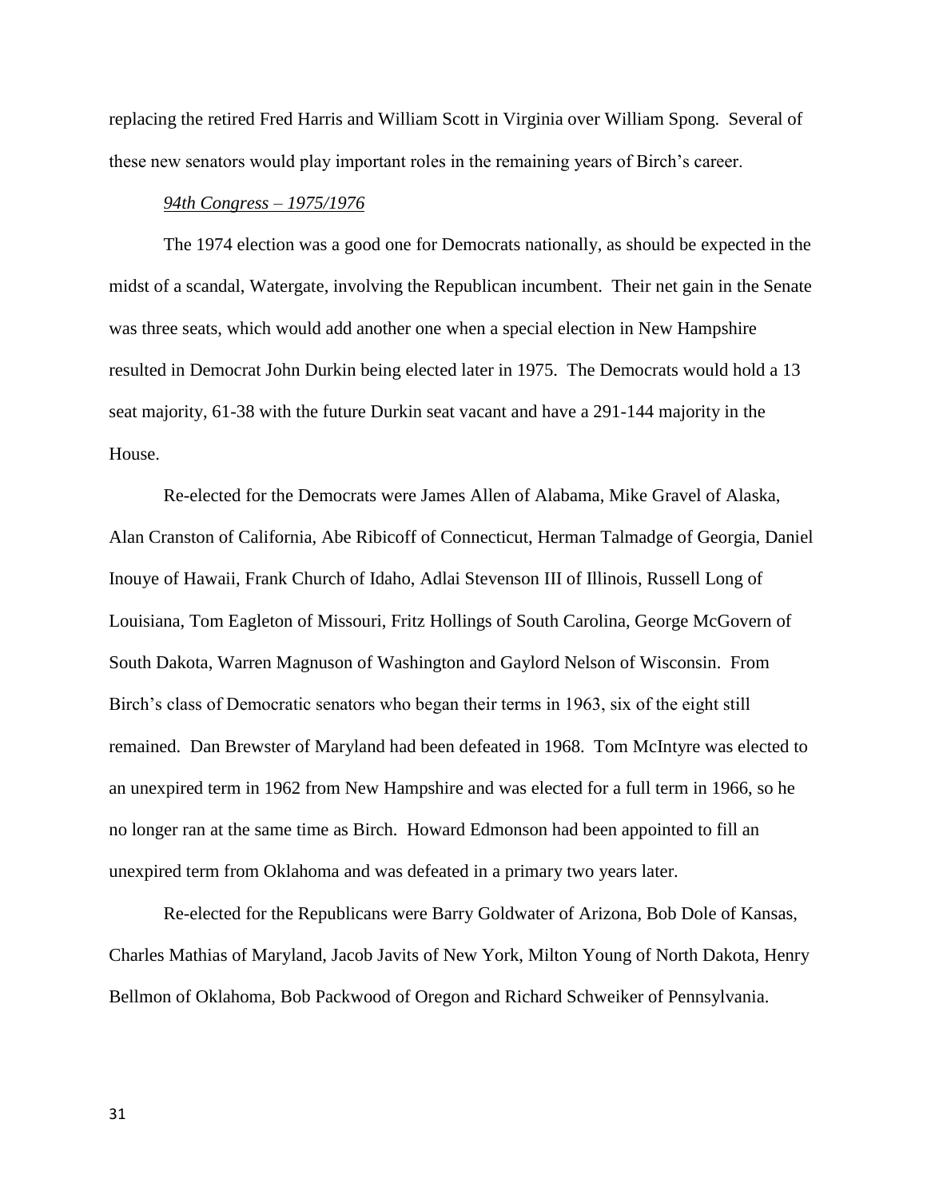replacing the retired Fred Harris and William Scott in Virginia over William Spong. Several of these new senators would play important roles in the remaining years of Birch's career.

*94th Congress – 1975/1976*

The 1974 election was a good one for Democrats nationally, as should be expected in the midst of a scandal, Watergate, involving the Republican incumbent. Their net gain in the Senate was three seats, which would add another one when a special election in New Hampshire resulted in Democrat John Durkin being elected later in 1975. The Democrats would hold a 13 seat majority, 61-38 with the future Durkin seat vacant and have a 291-144 majority in the House.

Re-elected for the Democrats were James Allen of Alabama, Mike Gravel of Alaska, Alan Cranston of California, Abe Ribicoff of Connecticut, Herman Talmadge of Georgia, Daniel Inouye of Hawaii, Frank Church of Idaho, Adlai Stevenson III of Illinois, Russell Long of Louisiana, Tom Eagleton of Missouri, Fritz Hollings of South Carolina, George McGovern of South Dakota, Warren Magnuson of Washington and Gaylord Nelson of Wisconsin. From Birch's class of Democratic senators who began their terms in 1963, six of the eight still remained. Dan Brewster of Maryland had been defeated in 1968. Tom McIntyre was elected to an unexpired term in 1962 from New Hampshire and was elected for a full term in 1966, so he no longer ran at the same time as Birch. Howard Edmonson had been appointed to fill an unexpired term from Oklahoma and was defeated in a primary two years later.

Re-elected for the Republicans were Barry Goldwater of Arizona, Bob Dole of Kansas, Charles Mathias of Maryland, Jacob Javits of New York, Milton Young of North Dakota, Henry Bellmon of Oklahoma, Bob Packwood of Oregon and Richard Schweiker of Pennsylvania.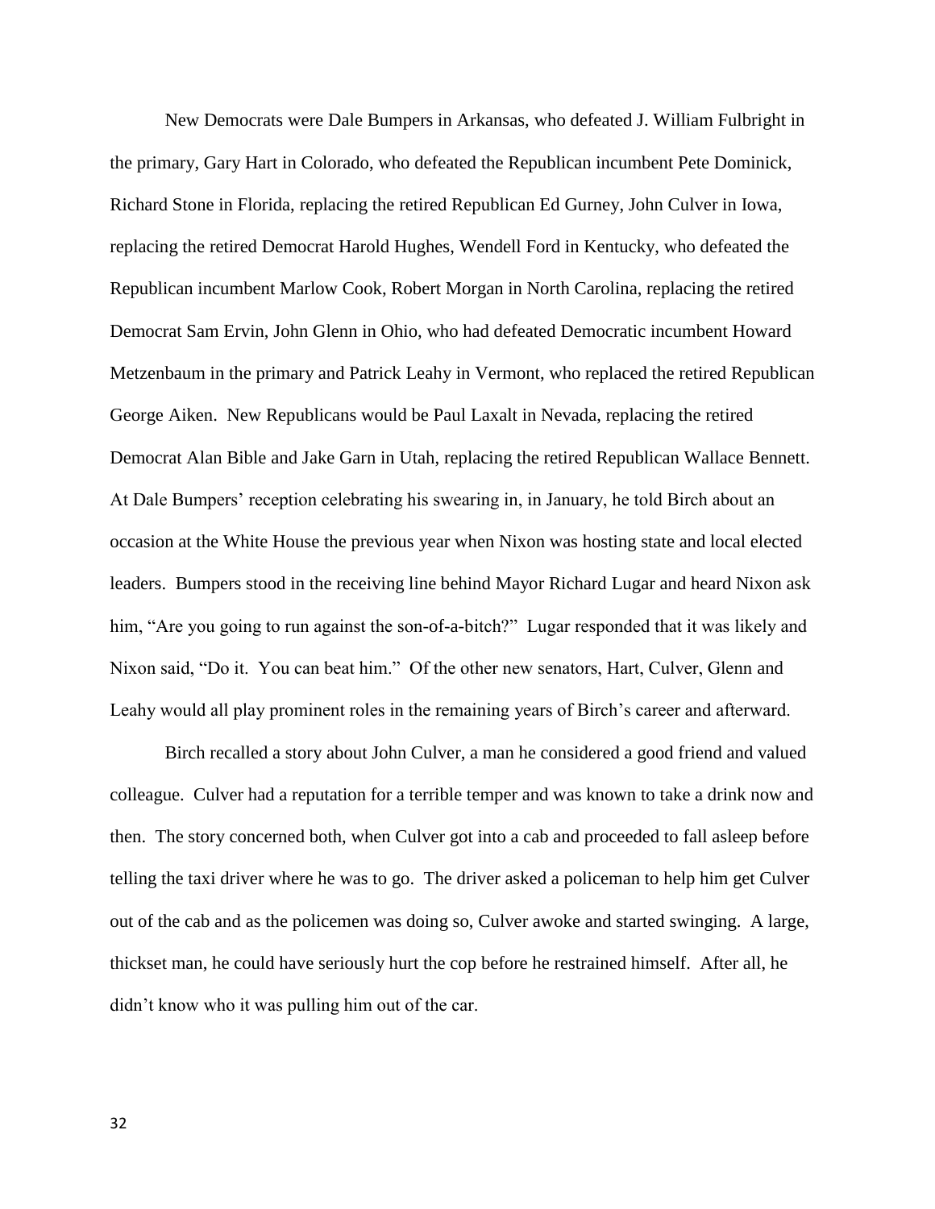New Democrats were Dale Bumpers in Arkansas, who defeated J. William Fulbright in the primary, Gary Hart in Colorado, who defeated the Republican incumbent Pete Dominick, Richard Stone in Florida, replacing the retired Republican Ed Gurney, John Culver in Iowa, replacing the retired Democrat Harold Hughes, Wendell Ford in Kentucky, who defeated the Republican incumbent Marlow Cook, Robert Morgan in North Carolina, replacing the retired Democrat Sam Ervin, John Glenn in Ohio, who had defeated Democratic incumbent Howard Metzenbaum in the primary and Patrick Leahy in Vermont, who replaced the retired Republican George Aiken. New Republicans would be Paul Laxalt in Nevada, replacing the retired Democrat Alan Bible and Jake Garn in Utah, replacing the retired Republican Wallace Bennett. At Dale Bumpers' reception celebrating his swearing in, in January, he told Birch about an occasion at the White House the previous year when Nixon was hosting state and local elected leaders. Bumpers stood in the receiving line behind Mayor Richard Lugar and heard Nixon ask him, "Are you going to run against the son-of-a-bitch?" Lugar responded that it was likely and Nixon said, "Do it. You can beat him." Of the other new senators, Hart, Culver, Glenn and Leahy would all play prominent roles in the remaining years of Birch's career and afterward.

Birch recalled a story about John Culver, a man he considered a good friend and valued colleague. Culver had a reputation for a terrible temper and was known to take a drink now and then. The story concerned both, when Culver got into a cab and proceeded to fall asleep before telling the taxi driver where he was to go. The driver asked a policeman to help him get Culver out of the cab and as the policemen was doing so, Culver awoke and started swinging. A large, thickset man, he could have seriously hurt the cop before he restrained himself. After all, he didn't know who it was pulling him out of the car.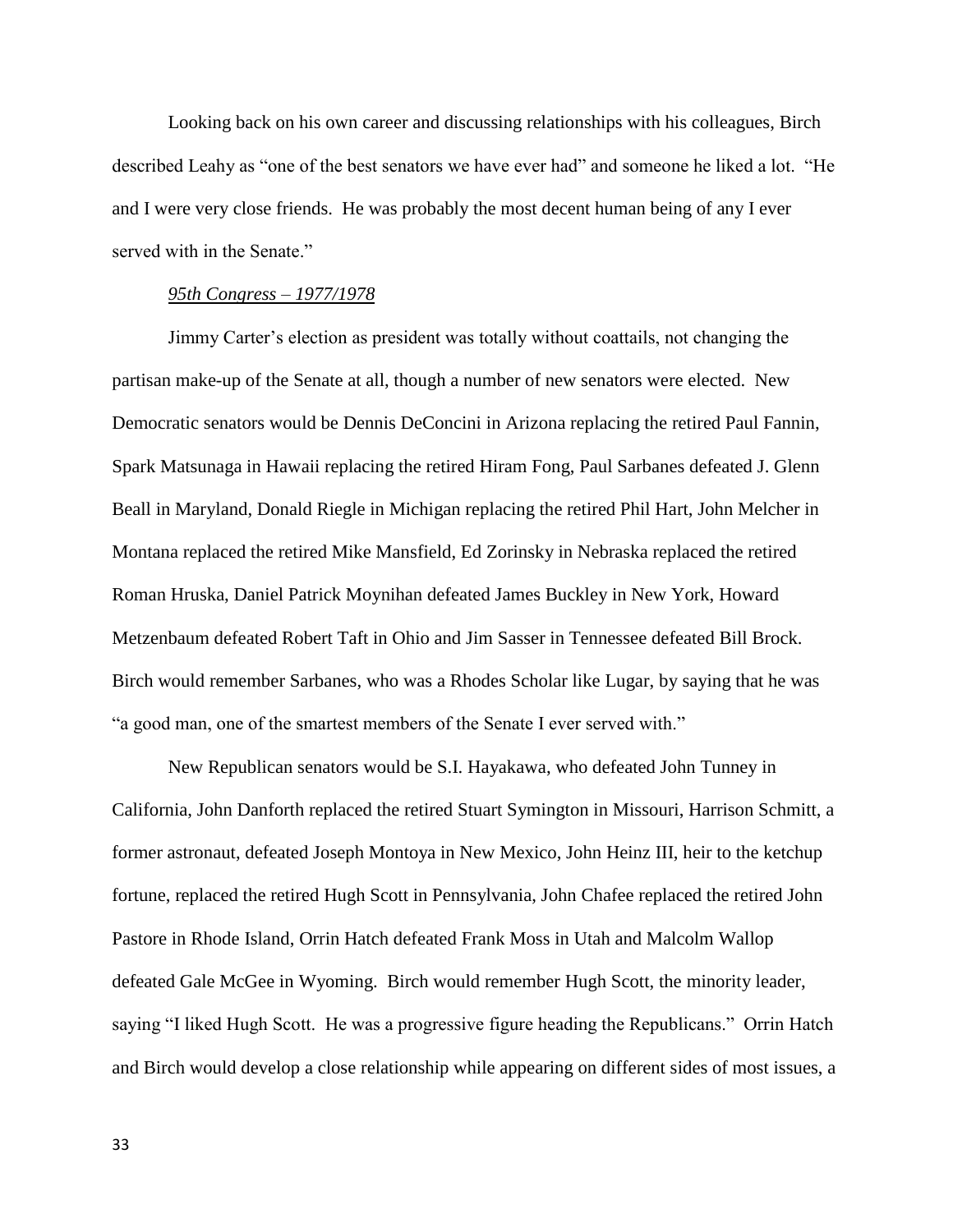Looking back on his own career and discussing relationships with his colleagues, Birch described Leahy as "one of the best senators we have ever had" and someone he liked a lot. "He and I were very close friends. He was probably the most decent human being of any I ever served with in the Senate."

*95th Congress – 1977/1978*

Jimmy Carter's election as president was totally without coattails, not changing the partisan make-up of the Senate at all, though a number of new senators were elected. New Democratic senators would be Dennis DeConcini in Arizona replacing the retired Paul Fannin, Spark Matsunaga in Hawaii replacing the retired Hiram Fong, Paul Sarbanes defeated J. Glenn Beall in Maryland, Donald Riegle in Michigan replacing the retired Phil Hart, John Melcher in Montana replaced the retired Mike Mansfield, Ed Zorinsky in Nebraska replaced the retired Roman Hruska, Daniel Patrick Moynihan defeated James Buckley in New York, Howard Metzenbaum defeated Robert Taft in Ohio and Jim Sasser in Tennessee defeated Bill Brock. Birch would remember Sarbanes, who was a Rhodes Scholar like Lugar, by saying that he was "a good man, one of the smartest members of the Senate I ever served with."

New Republican senators would be S.I. Hayakawa, who defeated John Tunney in California, John Danforth replaced the retired Stuart Symington in Missouri, Harrison Schmitt, a former astronaut, defeated Joseph Montoya in New Mexico, John Heinz III, heir to the ketchup fortune, replaced the retired Hugh Scott in Pennsylvania, John Chafee replaced the retired John Pastore in Rhode Island, Orrin Hatch defeated Frank Moss in Utah and Malcolm Wallop defeated Gale McGee in Wyoming. Birch would remember Hugh Scott, the minority leader, saying "I liked Hugh Scott. He was a progressive figure heading the Republicans." Orrin Hatch and Birch would develop a close relationship while appearing on different sides of most issues, a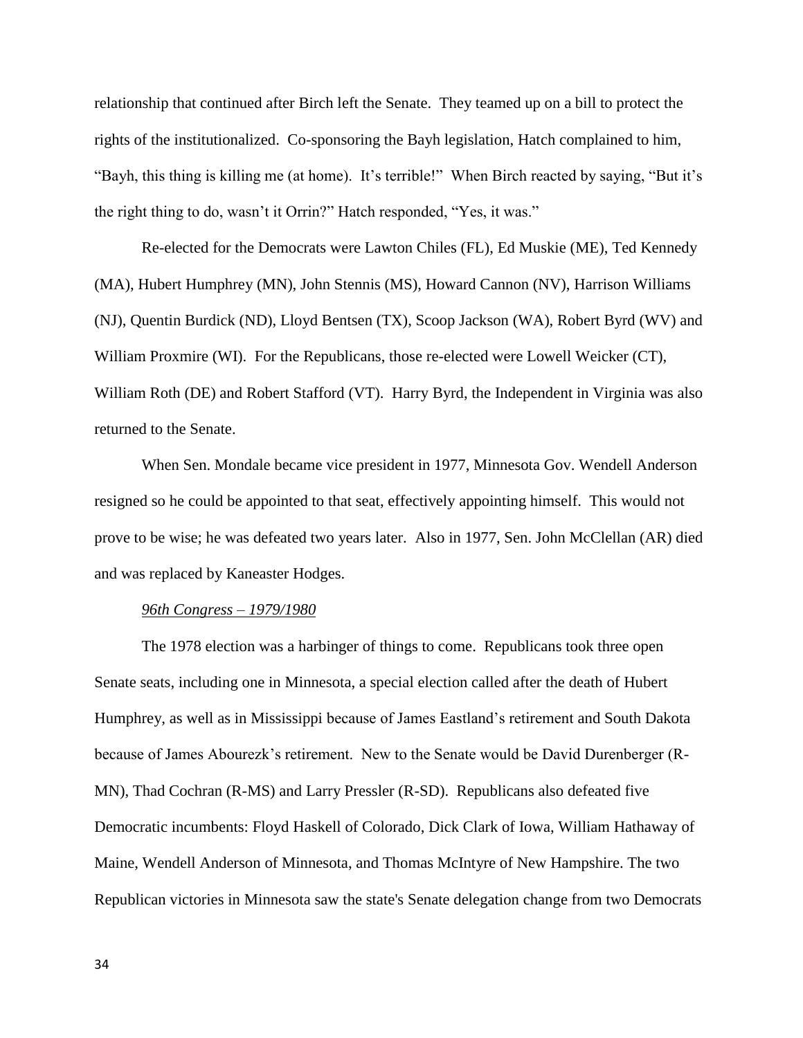relationship that continued after Birch left the Senate. They teamed up on a bill to protect the rights of the institutionalized. Co-sponsoring the Bayh legislation, Hatch complained to him, "Bayh, this thing is killing me (at home). It's terrible!" When Birch reacted by saying, "But it's the right thing to do, wasn't it Orrin?" Hatch responded, "Yes, it was."

Re-elected for the Democrats were Lawton Chiles (FL), Ed Muskie (ME), Ted Kennedy (MA), Hubert Humphrey (MN), John Stennis (MS), Howard Cannon (NV), Harrison Williams (NJ), Quentin Burdick (ND), Lloyd Bentsen (TX), Scoop Jackson (WA), Robert Byrd (WV) and William Proxmire (WI). For the Republicans, those re-elected were Lowell Weicker (CT), William Roth (DE) and Robert Stafford (VT). Harry Byrd, the Independent in Virginia was also returned to the Senate.

When Sen. Mondale became vice president in 1977, Minnesota Gov. Wendell Anderson resigned so he could be appointed to that seat, effectively appointing himself. This would not prove to be wise; he was defeated two years later. Also in 1977, Sen. John McClellan (AR) died and was replaced by Kaneaster Hodges.

*96th Congress – 1979/1980*

The 1978 election was a harbinger of things to come. Republicans took three open Senate seats, including one in Minnesota, a special election called after the death of Hubert Humphrey, as well as in Mississippi because of James Eastland's retirement and South Dakota because of James Abourezk's retirement. New to the Senate would be David Durenberger (R-MN), Thad Cochran (R-MS) and Larry Pressler (R-SD). Republicans also defeated five Democratic incumbents: Floyd Haskell of Colorado, Dick Clark of Iowa, William Hathaway of Maine, Wendell Anderson of Minnesota, and Thomas McIntyre of New Hampshire. The two Republican victories in Minnesota saw the state's Senate delegation change from two Democrats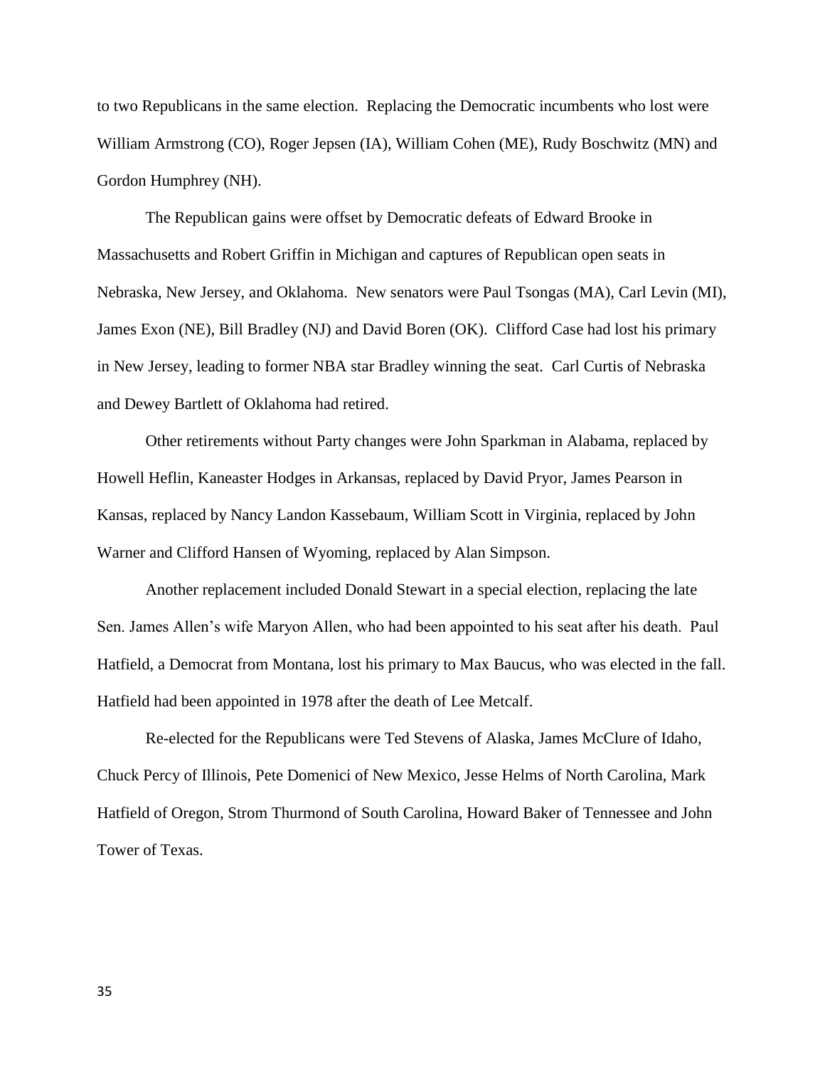to two Republicans in the same election. Replacing the Democratic incumbents who lost were William Armstrong (CO), Roger Jepsen (IA), William Cohen (ME), Rudy Boschwitz (MN) and Gordon Humphrey (NH).

The Republican gains were offset by Democratic defeats of Edward Brooke in Massachusetts and Robert Griffin in Michigan and captures of Republican open seats in Nebraska, New Jersey, and Oklahoma. New senators were Paul Tsongas (MA), Carl Levin (MI), James Exon (NE), Bill Bradley (NJ) and David Boren (OK). Clifford Case had lost his primary in New Jersey, leading to former NBA star Bradley winning the seat. Carl Curtis of Nebraska and Dewey Bartlett of Oklahoma had retired.

Other retirements without Party changes were John Sparkman in Alabama, replaced by Howell Heflin, Kaneaster Hodges in Arkansas, replaced by David Pryor, James Pearson in Kansas, replaced by Nancy Landon Kassebaum, William Scott in Virginia, replaced by John Warner and Clifford Hansen of Wyoming, replaced by Alan Simpson.

Another replacement included Donald Stewart in a special election, replacing the late Sen. James Allen's wife Maryon Allen, who had been appointed to his seat after his death. Paul Hatfield, a Democrat from Montana, lost his primary to Max Baucus, who was elected in the fall. Hatfield had been appointed in 1978 after the death of Lee Metcalf.

Re-elected for the Republicans were Ted Stevens of Alaska, James McClure of Idaho, Chuck Percy of Illinois, Pete Domenici of New Mexico, Jesse Helms of North Carolina, Mark Hatfield of Oregon, Strom Thurmond of South Carolina, Howard Baker of Tennessee and John Tower of Texas.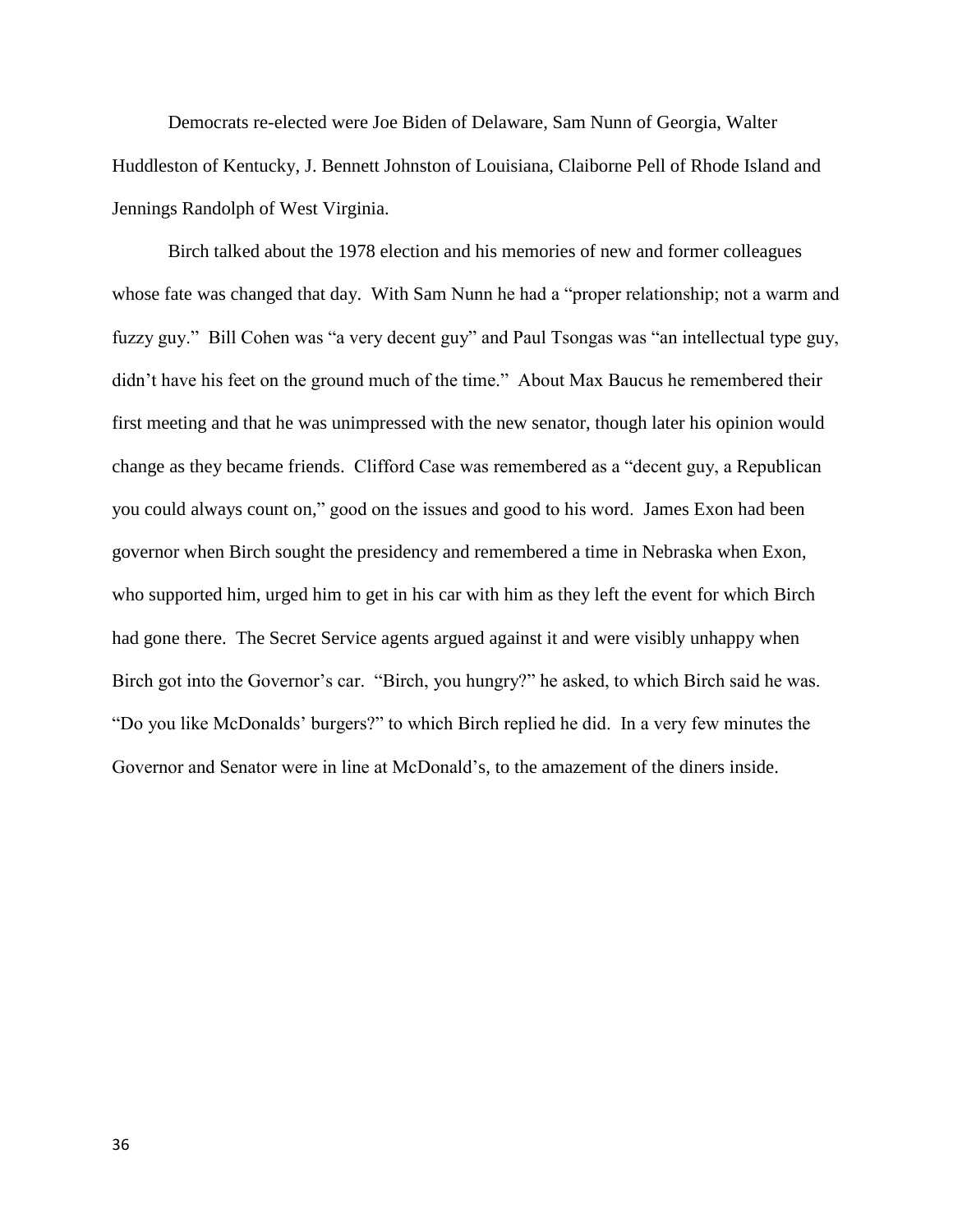Democrats re-elected were Joe Biden of Delaware, Sam Nunn of Georgia, Walter Huddleston of Kentucky, J. Bennett Johnston of Louisiana, Claiborne Pell of Rhode Island and Jennings Randolph of West Virginia.

Birch talked about the 1978 election and his memories of new and former colleagues whose fate was changed that day. With Sam Nunn he had a "proper relationship; not a warm and fuzzy guy." Bill Cohen was "a very decent guy" and Paul Tsongas was "an intellectual type guy, didn't have his feet on the ground much of the time." About Max Baucus he remembered their first meeting and that he was unimpressed with the new senator, though later his opinion would change as they became friends. Clifford Case was remembered as a "decent guy, a Republican you could always count on," good on the issues and good to his word. James Exon had been governor when Birch sought the presidency and remembered a time in Nebraska when Exon, who supported him, urged him to get in his car with him as they left the event for which Birch had gone there. The Secret Service agents argued against it and were visibly unhappy when Birch got into the Governor's car. "Birch, you hungry?" he asked, to which Birch said he was. "Do you like McDonalds' burgers?" to which Birch replied he did. In a very few minutes the Governor and Senator were in line at McDonald's, to the amazement of the diners inside.